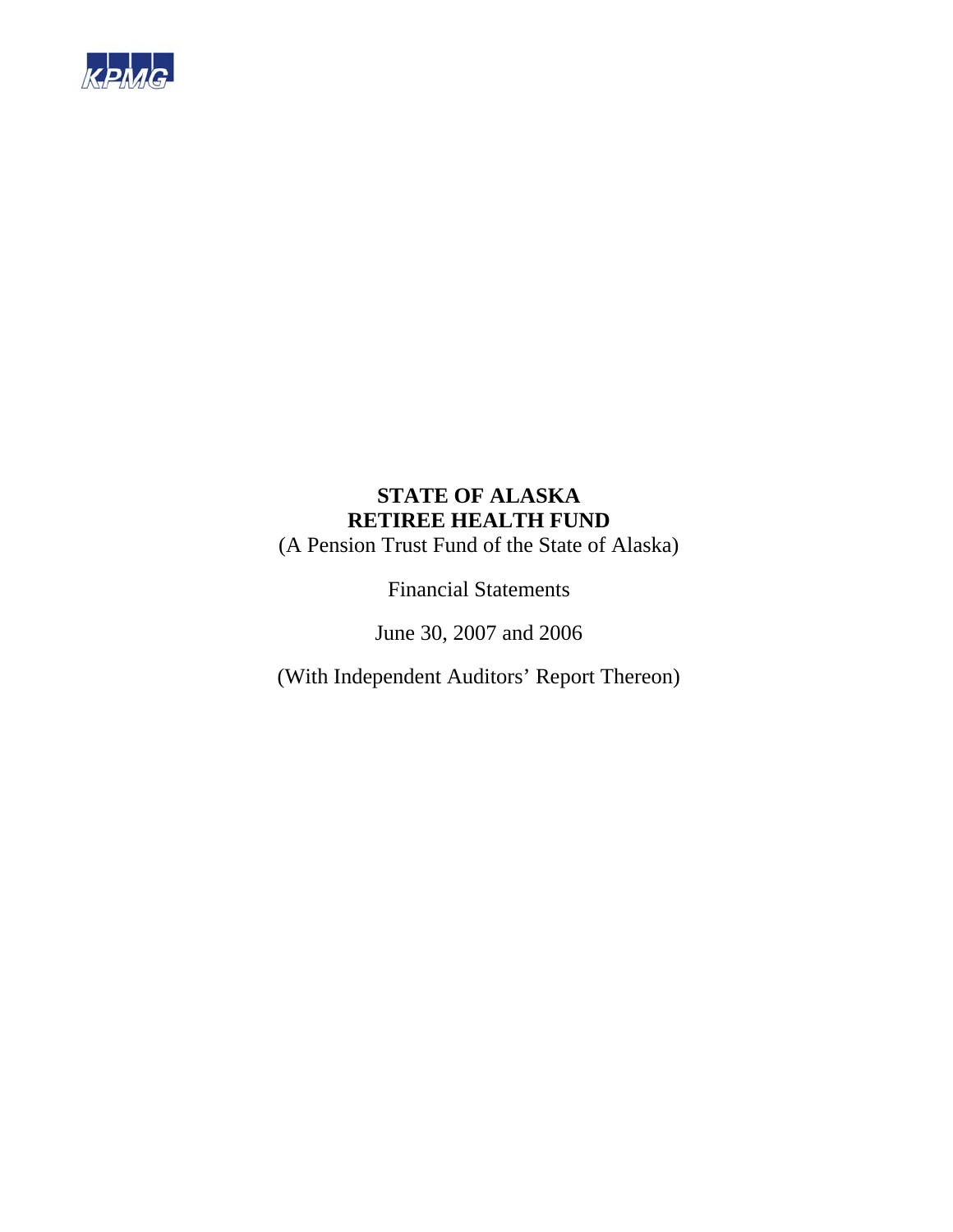KPMG

# STATE OF ALASKA
# RETIREE HEALTH FUND

(A Pension Trust Fund of the State of Alaska)

Financial Statements

June 30, 2007 and 2006

(With Independent Auditors' Report Thereon)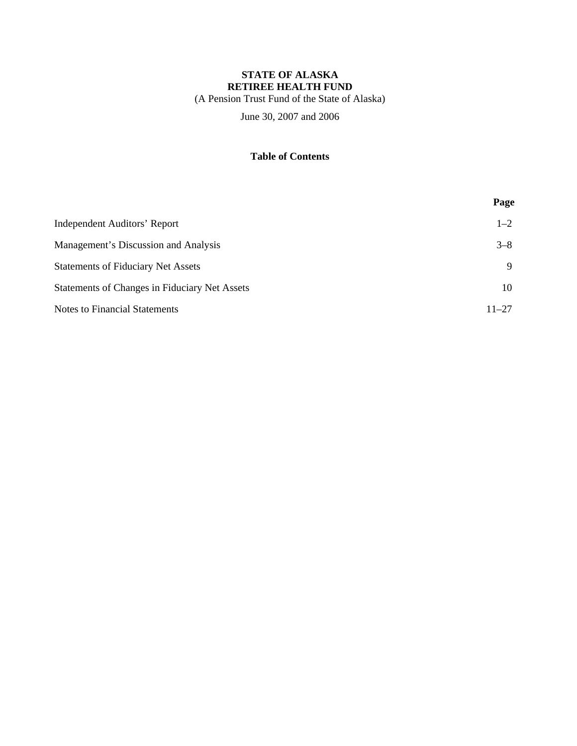**STATE OF ALASKA**
**RETIREE HEALTH FUND**
(A Pension Trust Fund of the State of Alaska)

June 30, 2007 and 2006

**Table of Contents**

| | Page |
|---|---|
| Independent Auditors' Report | 1–2 |
| Management's Discussion and Analysis | 3–8 |
| Statements of Fiduciary Net Assets | 9 |
| Statements of Changes in Fiduciary Net Assets | 10 |
| Notes to Financial Statements | 11–27 |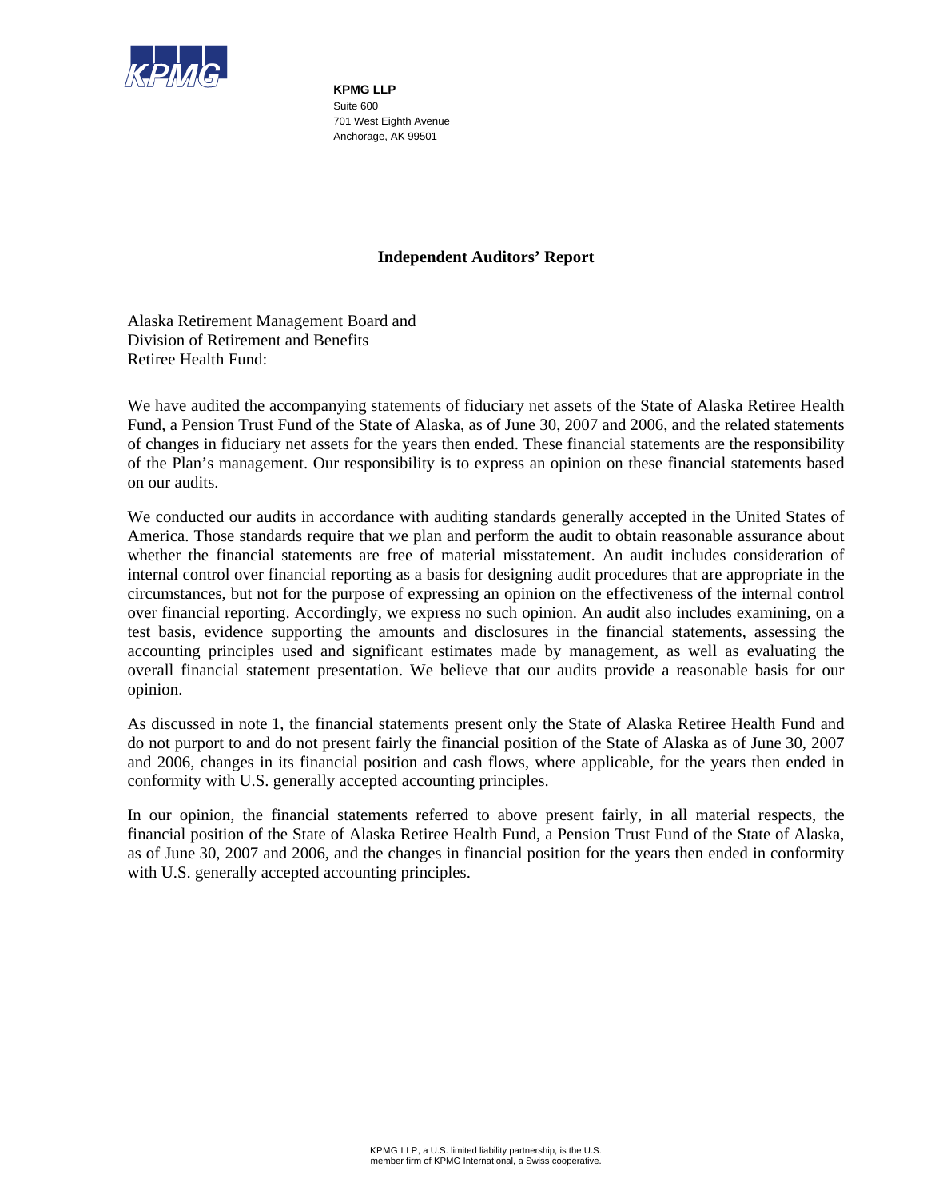**KPMG LLP**
Suite 600
701 West Eighth Avenue
Anchorage, AK 99501

# Independent Auditors' Report

Alaska Retirement Management Board and
Division of Retirement and Benefits
Retiree Health Fund:

We have audited the accompanying statements of fiduciary net assets of the State of Alaska Retiree Health Fund, a Pension Trust Fund of the State of Alaska, as of June 30, 2007 and 2006, and the related statements of changes in fiduciary net assets for the years then ended. These financial statements are the responsibility of the Plan's management. Our responsibility is to express an opinion on these financial statements based on our audits.

We conducted our audits in accordance with auditing standards generally accepted in the United States of America. Those standards require that we plan and perform the audit to obtain reasonable assurance about whether the financial statements are free of material misstatement. An audit includes consideration of internal control over financial reporting as a basis for designing audit procedures that are appropriate in the circumstances, but not for the purpose of expressing an opinion on the effectiveness of the internal control over financial reporting. Accordingly, we express no such opinion. An audit also includes examining, on a test basis, evidence supporting the amounts and disclosures in the financial statements, assessing the accounting principles used and significant estimates made by management, as well as evaluating the overall financial statement presentation. We believe that our audits provide a reasonable basis for our opinion.

As discussed in note 1, the financial statements present only the State of Alaska Retiree Health Fund and do not purport to and do not present fairly the financial position of the State of Alaska as of June 30, 2007 and 2006, changes in its financial position and cash flows, where applicable, for the years then ended in conformity with U.S. generally accepted accounting principles.

In our opinion, the financial statements referred to above present fairly, in all material respects, the financial position of the State of Alaska Retiree Health Fund, a Pension Trust Fund of the State of Alaska, as of June 30, 2007 and 2006, and the changes in financial position for the years then ended in conformity with U.S. generally accepted accounting principles.

KPMG LLP, a U.S. limited liability partnership, is the U.S. member firm of KPMG International, a Swiss cooperative.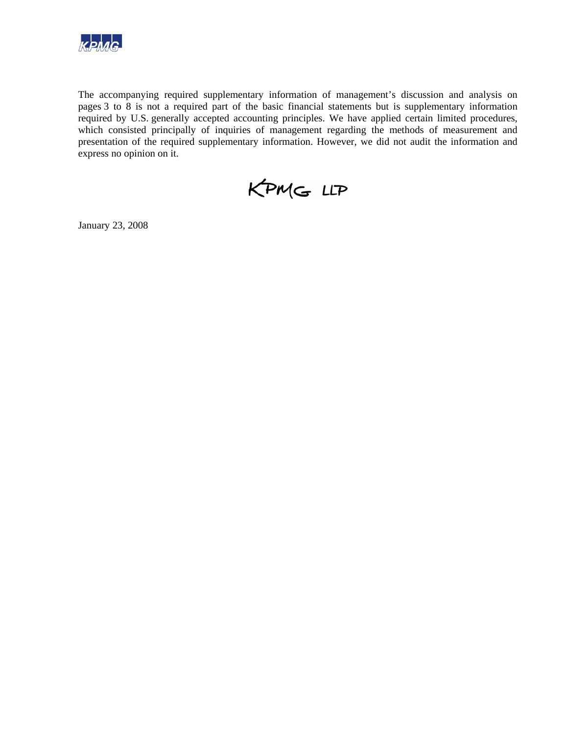The accompanying required supplementary information of management's discussion and analysis on pages 3 to 8 is not a required part of the basic financial statements but is supplementary information required by U.S. generally accepted accounting principles. We have applied certain limited procedures, which consisted principally of inquiries of management regarding the methods of measurement and presentation of the required supplementary information. However, we did not audit the information and express no opinion on it.

KPMG LLP

January 23, 2008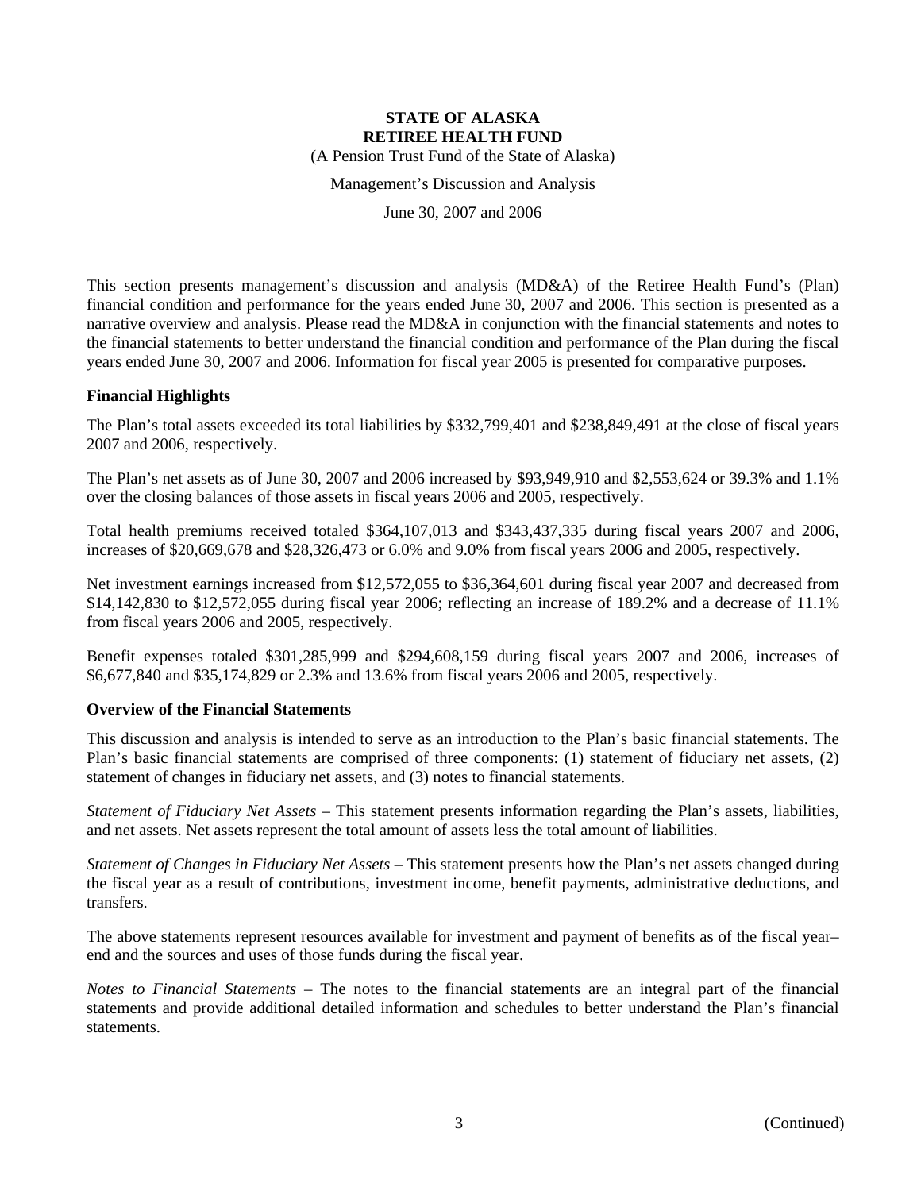# STATE OF ALASKA
# RETIREE HEALTH FUND

(A Pension Trust Fund of the State of Alaska)

Management's Discussion and Analysis

June 30, 2007 and 2006

This section presents management's discussion and analysis (MD&A) of the Retiree Health Fund's (Plan) financial condition and performance for the years ended June 30, 2007 and 2006. This section is presented as a narrative overview and analysis. Please read the MD&A in conjunction with the financial statements and notes to the financial statements to better understand the financial condition and performance of the Plan during the fiscal years ended June 30, 2007 and 2006. Information for fiscal year 2005 is presented for comparative purposes.

## Financial Highlights

The Plan's total assets exceeded its total liabilities by $332,799,401 and $238,849,491 at the close of fiscal years 2007 and 2006, respectively.

The Plan's net assets as of June 30, 2007 and 2006 increased by $93,949,910 and $2,553,624 or 39.3% and 1.1% over the closing balances of those assets in fiscal years 2006 and 2005, respectively.

Total health premiums received totaled $364,107,013 and $343,437,335 during fiscal years 2007 and 2006, increases of $20,669,678 and $28,326,473 or 6.0% and 9.0% from fiscal years 2006 and 2005, respectively.

Net investment earnings increased from $12,572,055 to $36,364,601 during fiscal year 2007 and decreased from $14,142,830 to $12,572,055 during fiscal year 2006; reflecting an increase of 189.2% and a decrease of 11.1% from fiscal years 2006 and 2005, respectively.

Benefit expenses totaled $301,285,999 and $294,608,159 during fiscal years 2007 and 2006, increases of $6,677,840 and $35,174,829 or 2.3% and 13.6% from fiscal years 2006 and 2005, respectively.

## Overview of the Financial Statements

This discussion and analysis is intended to serve as an introduction to the Plan's basic financial statements. The Plan's basic financial statements are comprised of three components: (1) statement of fiduciary net assets, (2) statement of changes in fiduciary net assets, and (3) notes to financial statements.

*Statement of Fiduciary Net Assets* – This statement presents information regarding the Plan's assets, liabilities, and net assets. Net assets represent the total amount of assets less the total amount of liabilities.

*Statement of Changes in Fiduciary Net Assets* – This statement presents how the Plan's net assets changed during the fiscal year as a result of contributions, investment income, benefit payments, administrative deductions, and transfers.

The above statements represent resources available for investment and payment of benefits as of the fiscal year–end and the sources and uses of those funds during the fiscal year.

*Notes to Financial Statements* – The notes to the financial statements are an integral part of the financial statements and provide additional detailed information and schedules to better understand the Plan's financial statements.

(Continued)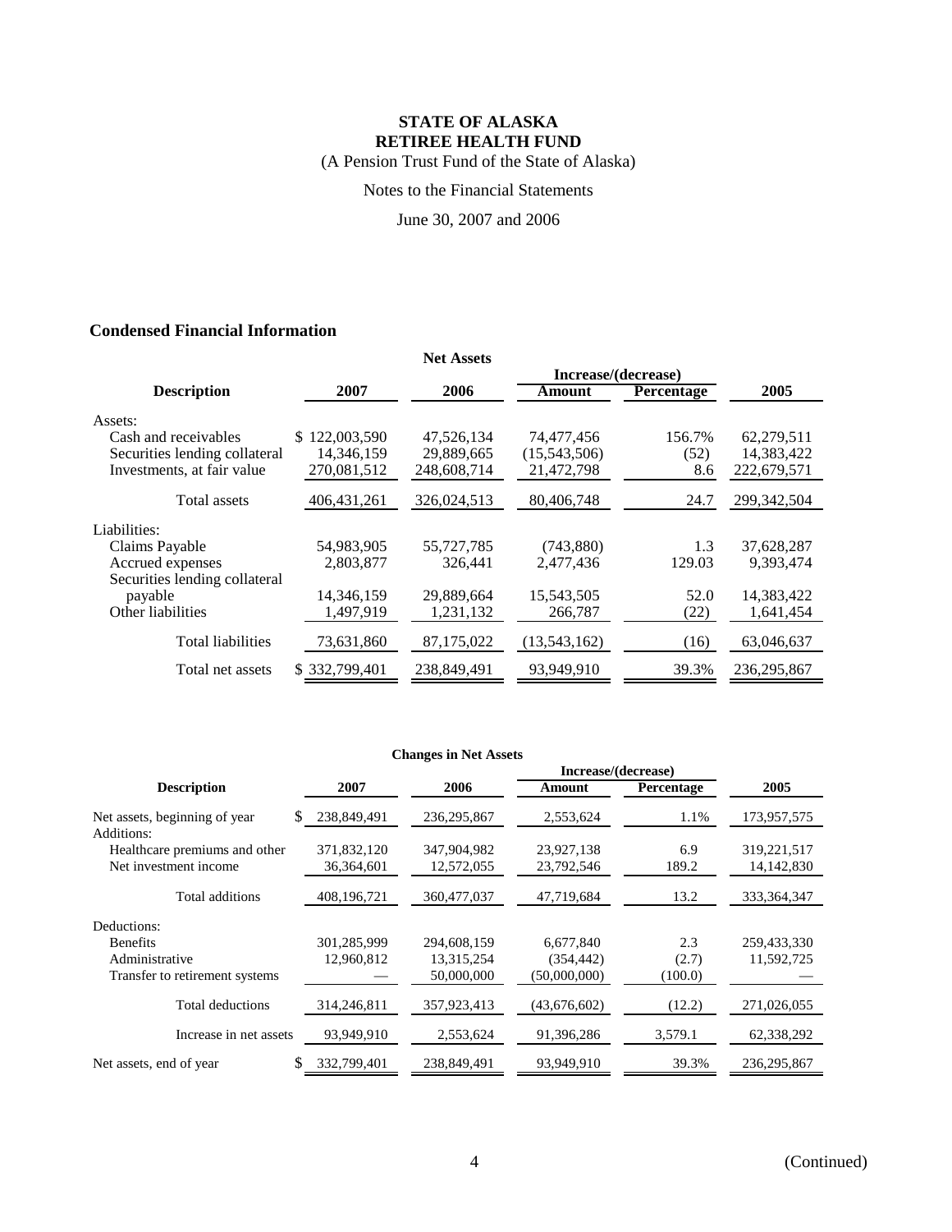# STATE OF ALASKA
## RETIREE HEALTH FUND

(A Pension Trust Fund of the State of Alaska)

Notes to the Financial Statements

June 30, 2007 and 2006

### Condensed Financial Information

**Net Assets**

| Description | 2007 | 2006 | Increase/(decrease) Amount | Increase/(decrease) Percentage | 2005 |
|---|---|---|---|---|---|
| Assets: | | | | | |
| Cash and receivables | $ 122,003,590 | 47,526,134 | 74,477,456 | 156.7% | 62,279,511 |
| Securities lending collateral | 14,346,159 | 29,889,665 | (15,543,506) | (52) | 14,383,422 |
| Investments, at fair value | 270,081,512 | 248,608,714 | 21,472,798 | 8.6 | 222,679,571 |
| Total assets | 406,431,261 | 326,024,513 | 80,406,748 | 24.7 | 299,342,504 |
| Liabilities: | | | | | |
| Claims Payable | 54,983,905 | 55,727,785 | (743,880) | 1.3 | 37,628,287 |
| Accrued expenses | 2,803,877 | 326,441 | 2,477,436 | 129.03 | 9,393,474 |
| Securities lending collateral payable | 14,346,159 | 29,889,664 | 15,543,505 | 52.0 | 14,383,422 |
| Other liabilities | 1,497,919 | 1,231,132 | 266,787 | (22) | 1,641,454 |
| Total liabilities | 73,631,860 | 87,175,022 | (13,543,162) | (16) | 63,046,637 |
| Total net assets | $ 332,799,401 | 238,849,491 | 93,949,910 | 39.3% | 236,295,867 |

**Changes in Net Assets**

| Description | 2007 | 2006 | Increase/(decrease) Amount | Increase/(decrease) Percentage | 2005 |
|---|---|---|---|---|---|
| Net assets, beginning of year | $ 238,849,491 | 236,295,867 | 2,553,624 | 1.1% | 173,957,575 |
| Additions: | | | | | |
| Healthcare premiums and other | 371,832,120 | 347,904,982 | 23,927,138 | 6.9 | 319,221,517 |
| Net investment income | 36,364,601 | 12,572,055 | 23,792,546 | 189.2 | 14,142,830 |
| Total additions | 408,196,721 | 360,477,037 | 47,719,684 | 13.2 | 333,364,347 |
| Deductions: | | | | | |
| Benefits | 301,285,999 | 294,608,159 | 6,677,840 | 2.3 | 259,433,330 |
| Administrative | 12,960,812 | 13,315,254 | (354,442) | (2.7) | 11,592,725 |
| Transfer to retirement systems | — | 50,000,000 | (50,000,000) | (100.0) | — |
| Total deductions | 314,246,811 | 357,923,413 | (43,676,602) | (12.2) | 271,026,055 |
| Increase in net assets | 93,949,910 | 2,553,624 | 91,396,286 | 3,579.1 | 62,338,292 |
| Net assets, end of year | $ 332,799,401 | 238,849,491 | 93,949,910 | 39.3% | 236,295,867 |

(Continued)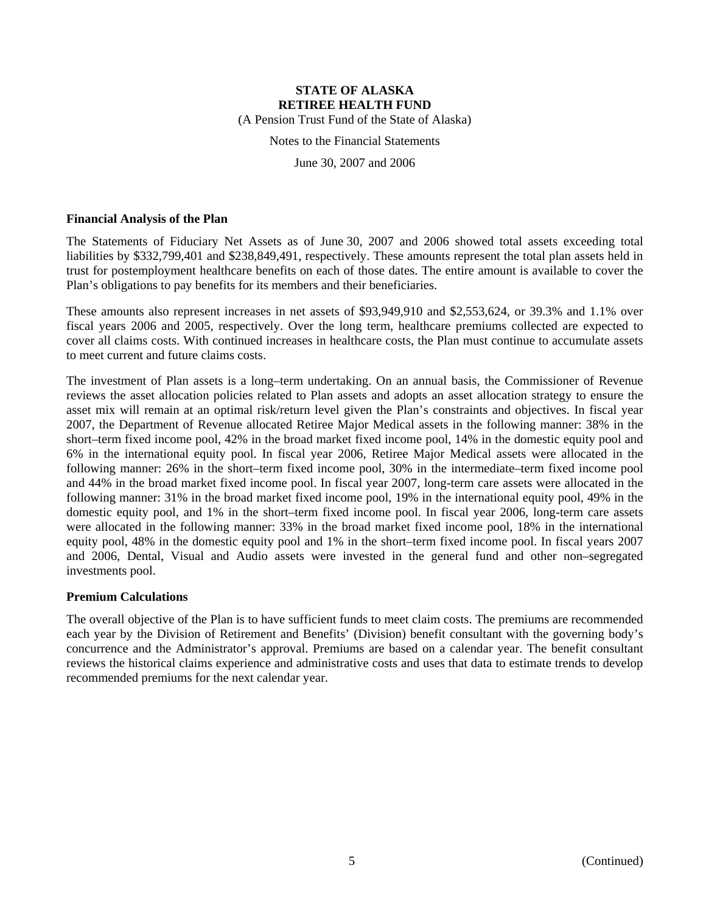# STATE OF ALASKA
# RETIREE HEALTH FUND

(A Pension Trust Fund of the State of Alaska)

Notes to the Financial Statements

June 30, 2007 and 2006

### Financial Analysis of the Plan

The Statements of Fiduciary Net Assets as of June 30, 2007 and 2006 showed total assets exceeding total liabilities by $332,799,401 and $238,849,491, respectively. These amounts represent the total plan assets held in trust for postemployment healthcare benefits on each of those dates. The entire amount is available to cover the Plan's obligations to pay benefits for its members and their beneficiaries.

These amounts also represent increases in net assets of $93,949,910 and $2,553,624, or 39.3% and 1.1% over fiscal years 2006 and 2005, respectively. Over the long term, healthcare premiums collected are expected to cover all claims costs. With continued increases in healthcare costs, the Plan must continue to accumulate assets to meet current and future claims costs.

The investment of Plan assets is a long–term undertaking. On an annual basis, the Commissioner of Revenue reviews the asset allocation policies related to Plan assets and adopts an asset allocation strategy to ensure the asset mix will remain at an optimal risk/return level given the Plan's constraints and objectives. In fiscal year 2007, the Department of Revenue allocated Retiree Major Medical assets in the following manner: 38% in the short–term fixed income pool, 42% in the broad market fixed income pool, 14% in the domestic equity pool and 6% in the international equity pool. In fiscal year 2006, Retiree Major Medical assets were allocated in the following manner: 26% in the short–term fixed income pool, 30% in the intermediate–term fixed income pool and 44% in the broad market fixed income pool. In fiscal year 2007, long-term care assets were allocated in the following manner: 31% in the broad market fixed income pool, 19% in the international equity pool, 49% in the domestic equity pool, and 1% in the short–term fixed income pool. In fiscal year 2006, long-term care assets were allocated in the following manner: 33% in the broad market fixed income pool, 18% in the international equity pool, 48% in the domestic equity pool and 1% in the short–term fixed income pool. In fiscal years 2007 and 2006, Dental, Visual and Audio assets were invested in the general fund and other non–segregated investments pool.

### Premium Calculations

The overall objective of the Plan is to have sufficient funds to meet claim costs. The premiums are recommended each year by the Division of Retirement and Benefits' (Division) benefit consultant with the governing body's concurrence and the Administrator's approval. Premiums are based on a calendar year. The benefit consultant reviews the historical claims experience and administrative costs and uses that data to estimate trends to develop recommended premiums for the next calendar year.

(Continued)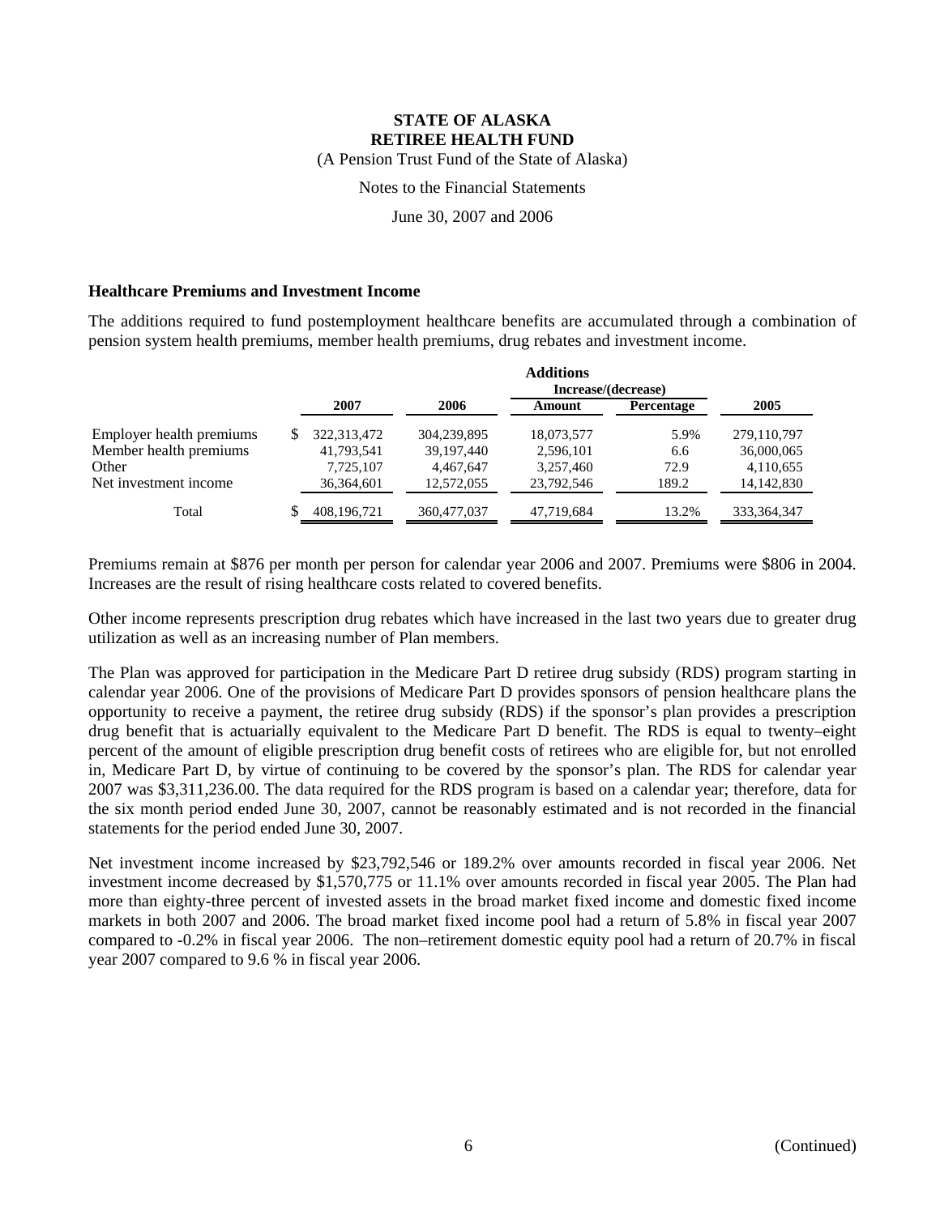**STATE OF ALASKA**
**RETIREE HEALTH FUND**
(A Pension Trust Fund of the State of Alaska)

Notes to the Financial Statements

June 30, 2007 and 2006

### Healthcare Premiums and Investment Income

The additions required to fund postemployment healthcare benefits are accumulated through a combination of pension system health premiums, member health premiums, drug rebates and investment income.

| | Additions | | | | |
|---|---|---|---|---|---|
| | | | Increase/(decrease) | | |
| | 2007 | 2006 | Amount | Percentage | 2005 |
| Employer health premiums | $ 322,313,472 | 304,239,895 | 18,073,577 | 5.9% | 279,110,797 |
| Member health premiums | 41,793,541 | 39,197,440 | 2,596,101 | 6.6 | 36,000,065 |
| Other | 7,725,107 | 4,467,647 | 3,257,460 | 72.9 | 4,110,655 |
| Net investment income | 36,364,601 | 12,572,055 | 23,792,546 | 189.2 | 14,142,830 |
| Total | $ 408,196,721 | 360,477,037 | 47,719,684 | 13.2% | 333,364,347 |

Premiums remain at $876 per month per person for calendar year 2006 and 2007. Premiums were $806 in 2004. Increases are the result of rising healthcare costs related to covered benefits.

Other income represents prescription drug rebates which have increased in the last two years due to greater drug utilization as well as an increasing number of Plan members.

The Plan was approved for participation in the Medicare Part D retiree drug subsidy (RDS) program starting in calendar year 2006. One of the provisions of Medicare Part D provides sponsors of pension healthcare plans the opportunity to receive a payment, the retiree drug subsidy (RDS) if the sponsor's plan provides a prescription drug benefit that is actuarially equivalent to the Medicare Part D benefit. The RDS is equal to twenty–eight percent of the amount of eligible prescription drug benefit costs of retirees who are eligible for, but not enrolled in, Medicare Part D, by virtue of continuing to be covered by the sponsor's plan. The RDS for calendar year 2007 was $3,311,236.00. The data required for the RDS program is based on a calendar year; therefore, data for the six month period ended June 30, 2007, cannot be reasonably estimated and is not recorded in the financial statements for the period ended June 30, 2007.

Net investment income increased by $23,792,546 or 189.2% over amounts recorded in fiscal year 2006. Net investment income decreased by $1,570,775 or 11.1% over amounts recorded in fiscal year 2005. The Plan had more than eighty-three percent of invested assets in the broad market fixed income and domestic fixed income markets in both 2007 and 2006. The broad market fixed income pool had a return of 5.8% in fiscal year 2007 compared to -0.2% in fiscal year 2006. The non–retirement domestic equity pool had a return of 20.7% in fiscal year 2007 compared to 9.6 % in fiscal year 2006.

(Continued)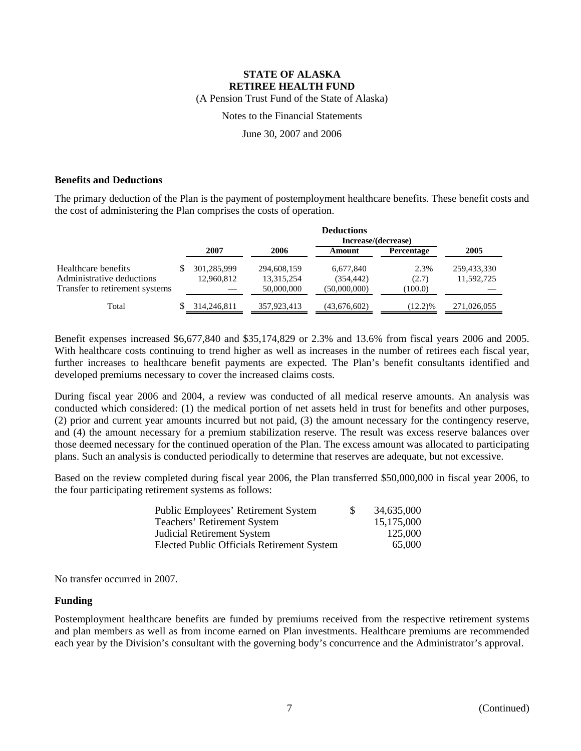**STATE OF ALASKA**
**RETIREE HEALTH FUND**
(A Pension Trust Fund of the State of Alaska)

Notes to the Financial Statements

June 30, 2007 and 2006

### Benefits and Deductions

The primary deduction of the Plan is the payment of postemployment healthcare benefits. These benefit costs and the cost of administering the Plan comprises the costs of operation.

| | | | Deductions | | |
|---|---|---|---|---|---|
| | | | Increase/(decrease) | | |
| | 2007 | 2006 | Amount | Percentage | 2005 |
| Healthcare benefits | $ 301,285,999 | 294,608,159 | 6,677,840 | 2.3% | 259,433,330 |
| Administrative deductions | 12,960,812 | 13,315,254 | (354,442) | (2.7) | 11,592,725 |
| Transfer to retirement systems | — | 50,000,000 | (50,000,000) | (100.0) | — |
| Total | $ 314,246,811 | 357,923,413 | (43,676,602) | (12.2)% | 271,026,055 |

Benefit expenses increased $6,677,840 and $35,174,829 or 2.3% and 13.6% from fiscal years 2006 and 2005. With healthcare costs continuing to trend higher as well as increases in the number of retirees each fiscal year, further increases to healthcare benefit payments are expected. The Plan's benefit consultants identified and developed premiums necessary to cover the increased claims costs.

During fiscal year 2006 and 2004, a review was conducted of all medical reserve amounts. An analysis was conducted which considered: (1) the medical portion of net assets held in trust for benefits and other purposes, (2) prior and current year amounts incurred but not paid, (3) the amount necessary for the contingency reserve, and (4) the amount necessary for a premium stabilization reserve. The result was excess reserve balances over those deemed necessary for the continued operation of the Plan. The excess amount was allocated to participating plans. Such an analysis is conducted periodically to determine that reserves are adequate, but not excessive.

Based on the review completed during fiscal year 2006, the Plan transferred $50,000,000 in fiscal year 2006, to the four participating retirement systems as follows:

| | |
|---|---|
| Public Employees' Retirement System | $ 34,635,000 |
| Teachers' Retirement System | 15,175,000 |
| Judicial Retirement System | 125,000 |
| Elected Public Officials Retirement System | 65,000 |

No transfer occurred in 2007.

### Funding

Postemployment healthcare benefits are funded by premiums received from the respective retirement systems and plan members as well as from income earned on Plan investments. Healthcare premiums are recommended each year by the Division's consultant with the governing body's concurrence and the Administrator's approval.

(Continued)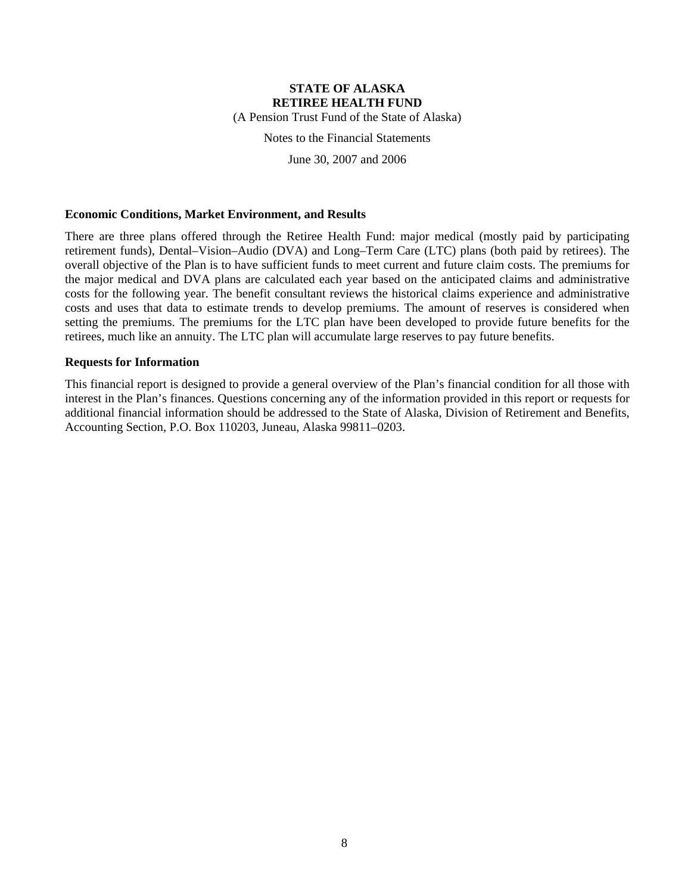**Economic Conditions, Market Environment, and Results**

There are three plans offered through the Retiree Health Fund: major medical (mostly paid by participating retirement funds), Dental–Vision–Audio (DVA) and Long–Term Care (LTC) plans (both paid by retirees). The overall objective of the Plan is to have sufficient funds to meet current and future claim costs. The premiums for the major medical and DVA plans are calculated each year based on the anticipated claims and administrative costs for the following year. The benefit consultant reviews the historical claims experience and administrative costs and uses that data to estimate trends to develop premiums. The amount of reserves is considered when setting the premiums. The premiums for the LTC plan have been developed to provide future benefits for the retirees, much like an annuity. The LTC plan will accumulate large reserves to pay future benefits.

**Requests for Information**

This financial report is designed to provide a general overview of the Plan's financial condition for all those with interest in the Plan's finances. Questions concerning any of the information provided in this report or requests for additional financial information should be addressed to the State of Alaska, Division of Retirement and Benefits, Accounting Section, P.O. Box 110203, Juneau, Alaska 99811–0203.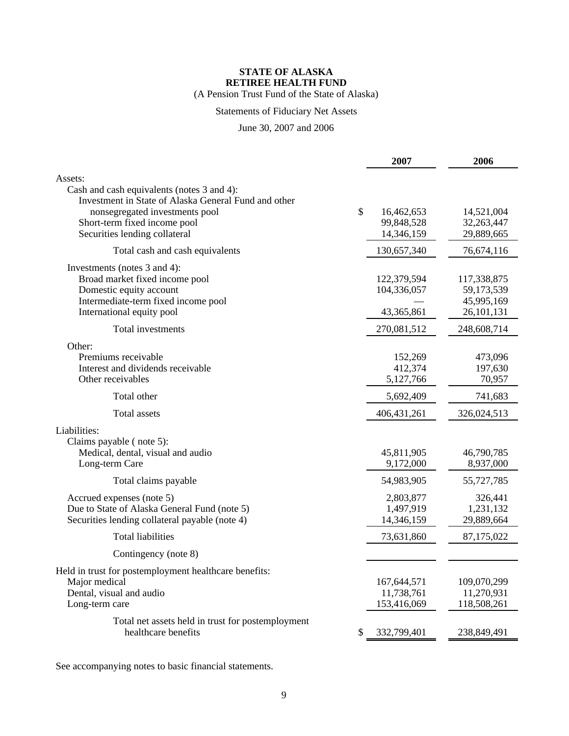# STATE OF ALASKA
# RETIREE HEALTH FUND

(A Pension Trust Fund of the State of Alaska)

Statements of Fiduciary Net Assets

June 30, 2007 and 2006

| | 2007 | 2006 |
|---|---|---|
| Assets: | | |
| Cash and cash equivalents (notes 3 and 4): | | |
| Investment in State of Alaska General Fund and other nonsegregated investments pool | $ 16,462,653 | 14,521,004 |
| Short-term fixed income pool | 99,848,528 | 32,263,447 |
| Securities lending collateral | 14,346,159 | 29,889,665 |
| Total cash and cash equivalents | 130,657,340 | 76,674,116 |
| Investments (notes 3 and 4): | | |
| Broad market fixed income pool | 122,379,594 | 117,338,875 |
| Domestic equity account | 104,336,057 | 59,173,539 |
| Intermediate-term fixed income pool | — | 45,995,169 |
| International equity pool | 43,365,861 | 26,101,131 |
| Total investments | 270,081,512 | 248,608,714 |
| Other: | | |
| Premiums receivable | 152,269 | 473,096 |
| Interest and dividends receivable | 412,374 | 197,630 |
| Other receivables | 5,127,766 | 70,957 |
| Total other | 5,692,409 | 741,683 |
| Total assets | 406,431,261 | 326,024,513 |
| Liabilities: | | |
| Claims payable ( note 5): | | |
| Medical, dental, visual and audio | 45,811,905 | 46,790,785 |
| Long-term Care | 9,172,000 | 8,937,000 |
| Total claims payable | 54,983,905 | 55,727,785 |
| Accrued expenses (note 5) | 2,803,877 | 326,441 |
| Due to State of Alaska General Fund (note 5) | 1,497,919 | 1,231,132 |
| Securities lending collateral payable (note 4) | 14,346,159 | 29,889,664 |
| Total liabilities | 73,631,860 | 87,175,022 |
| Contingency (note 8) | | |
| Held in trust for postemployment healthcare benefits: | | |
| Major medical | 167,644,571 | 109,070,299 |
| Dental, visual and audio | 11,738,761 | 11,270,931 |
| Long-term care | 153,416,069 | 118,508,261 |
| Total net assets held in trust for postemployment healthcare benefits | $ 332,799,401 | 238,849,491 |

See accompanying notes to basic financial statements.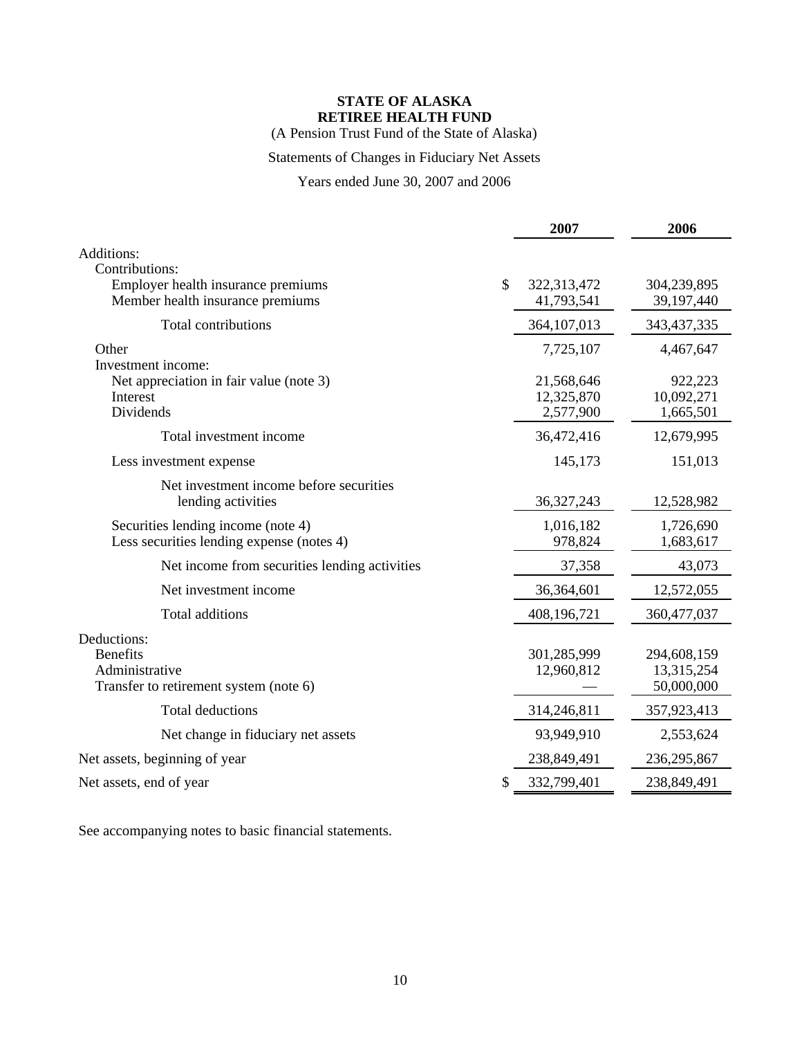**STATE OF ALASKA**
**RETIREE HEALTH FUND**
(A Pension Trust Fund of the State of Alaska)

Statements of Changes in Fiduciary Net Assets

Years ended June 30, 2007 and 2006

| | 2007 | 2006 |
|---|---|---|
| Additions: | | |
| Contributions: | | |
| Employer health insurance premiums | $ 322,313,472 | 304,239,895 |
| Member health insurance premiums | 41,793,541 | 39,197,440 |
| Total contributions | 364,107,013 | 343,437,335 |
| Other | 7,725,107 | 4,467,647 |
| Investment income: | | |
| Net appreciation in fair value (note 3) | 21,568,646 | 922,223 |
| Interest | 12,325,870 | 10,092,271 |
| Dividends | 2,577,900 | 1,665,501 |
| Total investment income | 36,472,416 | 12,679,995 |
| Less investment expense | 145,173 | 151,013 |
| Net investment income before securities lending activities | 36,327,243 | 12,528,982 |
| Securities lending income (note 4) | 1,016,182 | 1,726,690 |
| Less securities lending expense (notes 4) | 978,824 | 1,683,617 |
| Net income from securities lending activities | 37,358 | 43,073 |
| Net investment income | 36,364,601 | 12,572,055 |
| Total additions | 408,196,721 | 360,477,037 |
| Deductions: | | |
| Benefits | 301,285,999 | 294,608,159 |
| Administrative | 12,960,812 | 13,315,254 |
| Transfer to retirement system (note 6) | — | 50,000,000 |
| Total deductions | 314,246,811 | 357,923,413 |
| Net change in fiduciary net assets | 93,949,910 | 2,553,624 |
| Net assets, beginning of year | 238,849,491 | 236,295,867 |
| Net assets, end of year | $ 332,799,401 | 238,849,491 |

See accompanying notes to basic financial statements.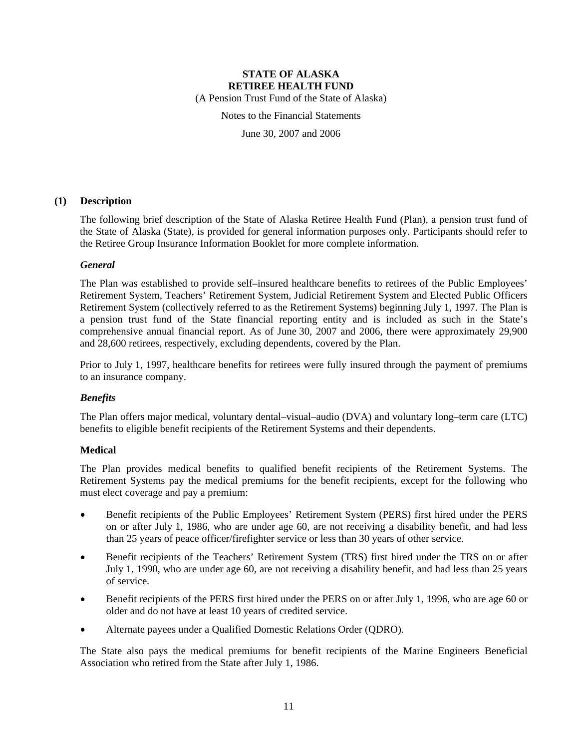# STATE OF ALASKA
# RETIREE HEALTH FUND

(A Pension Trust Fund of the State of Alaska)

Notes to the Financial Statements

June 30, 2007 and 2006

## (1) Description

The following brief description of the State of Alaska Retiree Health Fund (Plan), a pension trust fund of the State of Alaska (State), is provided for general information purposes only. Participants should refer to the Retiree Group Insurance Information Booklet for more complete information.

### *General*

The Plan was established to provide self–insured healthcare benefits to retirees of the Public Employees' Retirement System, Teachers' Retirement System, Judicial Retirement System and Elected Public Officers Retirement System (collectively referred to as the Retirement Systems) beginning July 1, 1997. The Plan is a pension trust fund of the State financial reporting entity and is included as such in the State's comprehensive annual financial report. As of June 30, 2007 and 2006, there were approximately 29,900 and 28,600 retirees, respectively, excluding dependents, covered by the Plan.

Prior to July 1, 1997, healthcare benefits for retirees were fully insured through the payment of premiums to an insurance company.

### *Benefits*

The Plan offers major medical, voluntary dental–visual–audio (DVA) and voluntary long–term care (LTC) benefits to eligible benefit recipients of the Retirement Systems and their dependents.

#### Medical

The Plan provides medical benefits to qualified benefit recipients of the Retirement Systems. The Retirement Systems pay the medical premiums for the benefit recipients, except for the following who must elect coverage and pay a premium:

- Benefit recipients of the Public Employees' Retirement System (PERS) first hired under the PERS on or after July 1, 1986, who are under age 60, are not receiving a disability benefit, and had less than 25 years of peace officer/firefighter service or less than 30 years of other service.
- Benefit recipients of the Teachers' Retirement System (TRS) first hired under the TRS on or after July 1, 1990, who are under age 60, are not receiving a disability benefit, and had less than 25 years of service.
- Benefit recipients of the PERS first hired under the PERS on or after July 1, 1996, who are age 60 or older and do not have at least 10 years of credited service.
- Alternate payees under a Qualified Domestic Relations Order (QDRO).

The State also pays the medical premiums for benefit recipients of the Marine Engineers Beneficial Association who retired from the State after July 1, 1986.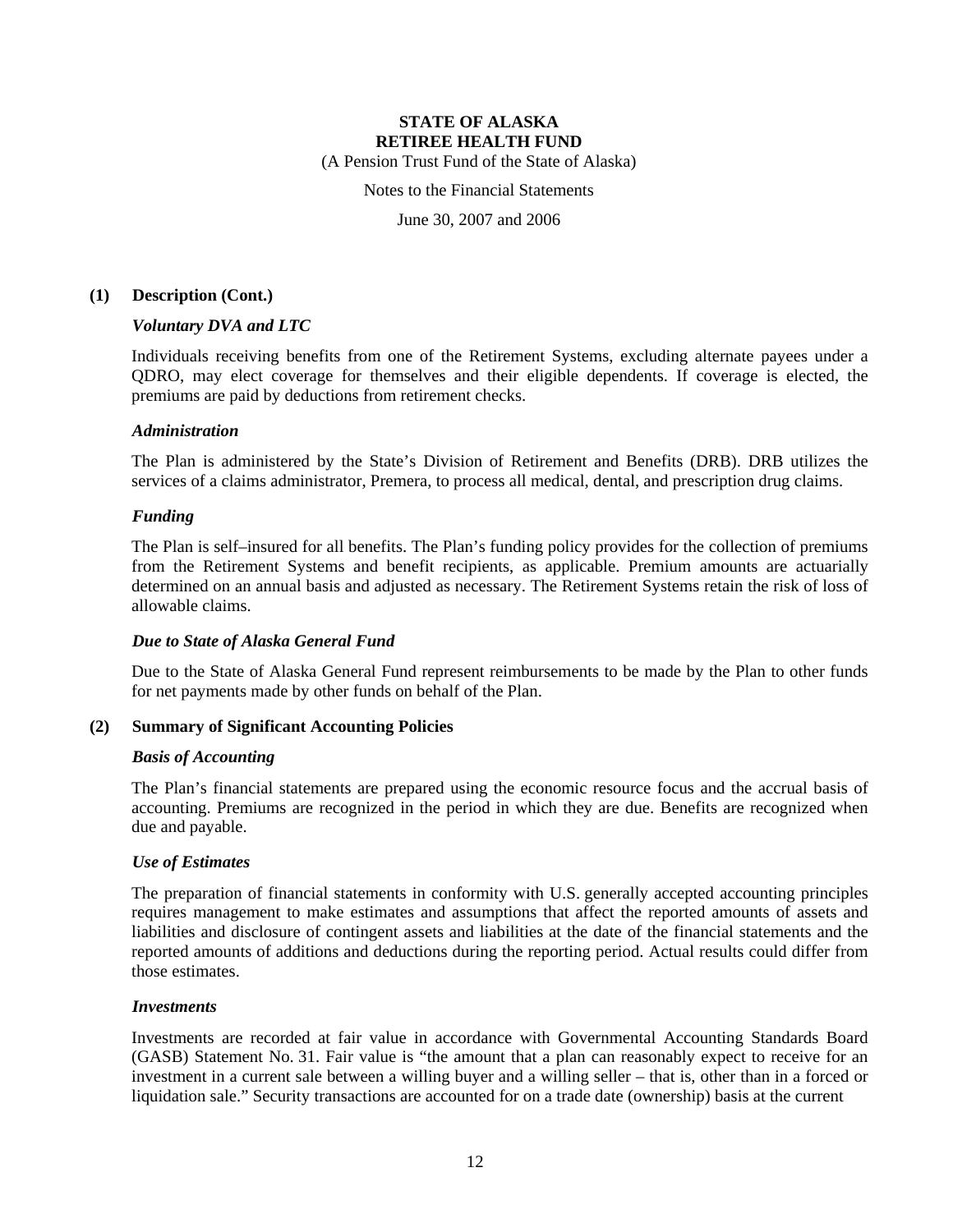## (1) Description (Cont.)

### *Voluntary DVA and LTC*

Individuals receiving benefits from one of the Retirement Systems, excluding alternate payees under a QDRO, may elect coverage for themselves and their eligible dependents. If coverage is elected, the premiums are paid by deductions from retirement checks.

### *Administration*

The Plan is administered by the State's Division of Retirement and Benefits (DRB). DRB utilizes the services of a claims administrator, Premera, to process all medical, dental, and prescription drug claims.

### *Funding*

The Plan is self–insured for all benefits. The Plan's funding policy provides for the collection of premiums from the Retirement Systems and benefit recipients, as applicable. Premium amounts are actuarially determined on an annual basis and adjusted as necessary. The Retirement Systems retain the risk of loss of allowable claims.

### *Due to State of Alaska General Fund*

Due to the State of Alaska General Fund represent reimbursements to be made by the Plan to other funds for net payments made by other funds on behalf of the Plan.

## (2) Summary of Significant Accounting Policies

### *Basis of Accounting*

The Plan's financial statements are prepared using the economic resource focus and the accrual basis of accounting. Premiums are recognized in the period in which they are due. Benefits are recognized when due and payable.

### *Use of Estimates*

The preparation of financial statements in conformity with U.S. generally accepted accounting principles requires management to make estimates and assumptions that affect the reported amounts of assets and liabilities and disclosure of contingent assets and liabilities at the date of the financial statements and the reported amounts of additions and deductions during the reporting period. Actual results could differ from those estimates.

### *Investments*

Investments are recorded at fair value in accordance with Governmental Accounting Standards Board (GASB) Statement No. 31. Fair value is "the amount that a plan can reasonably expect to receive for an investment in a current sale between a willing buyer and a willing seller – that is, other than in a forced or liquidation sale." Security transactions are accounted for on a trade date (ownership) basis at the current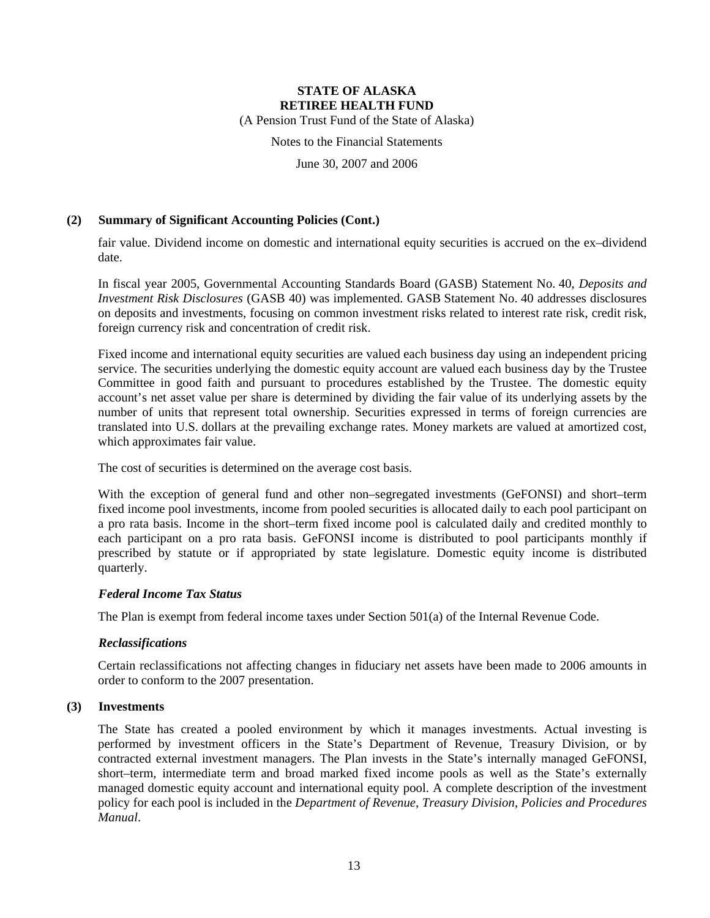## (2) Summary of Significant Accounting Policies (Cont.)

fair value. Dividend income on domestic and international equity securities is accrued on the ex–dividend date.

In fiscal year 2005, Governmental Accounting Standards Board (GASB) Statement No. 40, *Deposits and Investment Risk Disclosures* (GASB 40) was implemented. GASB Statement No. 40 addresses disclosures on deposits and investments, focusing on common investment risks related to interest rate risk, credit risk, foreign currency risk and concentration of credit risk.

Fixed income and international equity securities are valued each business day using an independent pricing service. The securities underlying the domestic equity account are valued each business day by the Trustee Committee in good faith and pursuant to procedures established by the Trustee. The domestic equity account's net asset value per share is determined by dividing the fair value of its underlying assets by the number of units that represent total ownership. Securities expressed in terms of foreign currencies are translated into U.S. dollars at the prevailing exchange rates. Money markets are valued at amortized cost, which approximates fair value.

The cost of securities is determined on the average cost basis.

With the exception of general fund and other non–segregated investments (GeFONSI) and short–term fixed income pool investments, income from pooled securities is allocated daily to each pool participant on a pro rata basis. Income in the short–term fixed income pool is calculated daily and credited monthly to each participant on a pro rata basis. GeFONSI income is distributed to pool participants monthly if prescribed by statute or if appropriated by state legislature. Domestic equity income is distributed quarterly.

### *Federal Income Tax Status*

The Plan is exempt from federal income taxes under Section 501(a) of the Internal Revenue Code.

### *Reclassifications*

Certain reclassifications not affecting changes in fiduciary net assets have been made to 2006 amounts in order to conform to the 2007 presentation.

## (3) Investments

The State has created a pooled environment by which it manages investments. Actual investing is performed by investment officers in the State's Department of Revenue, Treasury Division, or by contracted external investment managers. The Plan invests in the State's internally managed GeFONSI, short–term, intermediate term and broad marked fixed income pools as well as the State's externally managed domestic equity account and international equity pool. A complete description of the investment policy for each pool is included in the *Department of Revenue, Treasury Division, Policies and Procedures Manual*.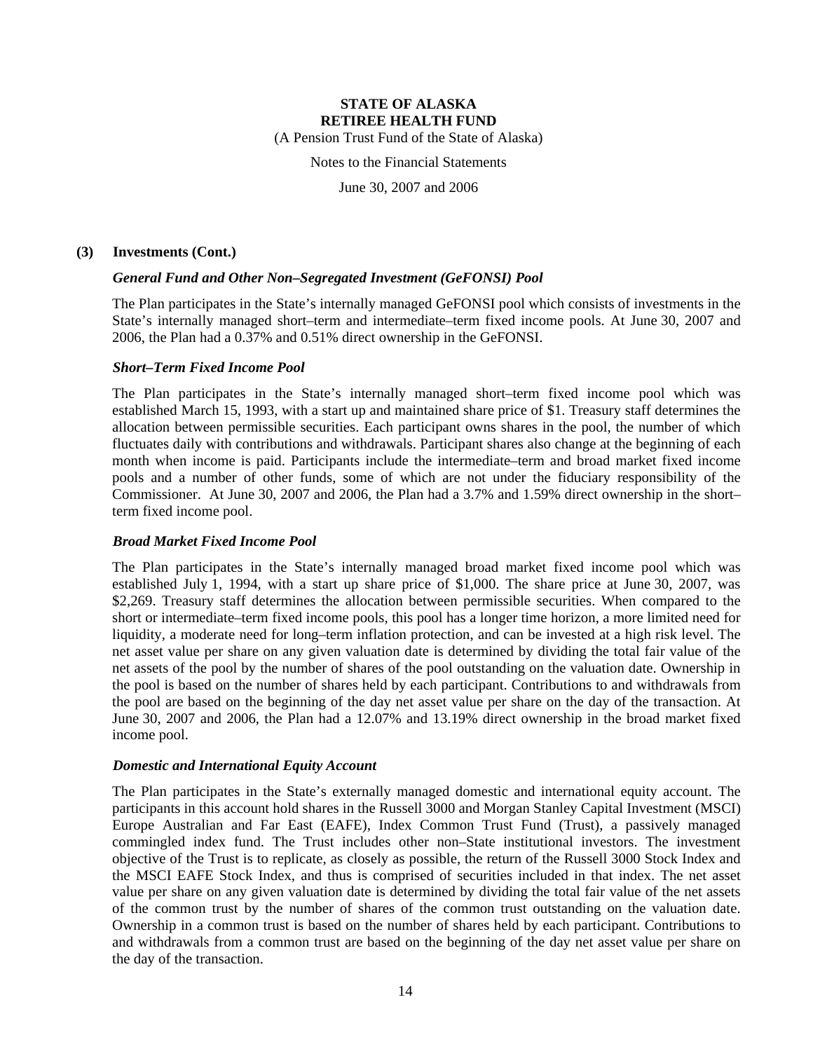# STATE OF ALASKA
# RETIREE HEALTH FUND

(A Pension Trust Fund of the State of Alaska)

Notes to the Financial Statements

June 30, 2007 and 2006

## (3) Investments (Cont.)

### *General Fund and Other Non–Segregated Investment (GeFONSI) Pool*

The Plan participates in the State's internally managed GeFONSI pool which consists of investments in the State's internally managed short–term and intermediate–term fixed income pools. At June 30, 2007 and 2006, the Plan had a 0.37% and 0.51% direct ownership in the GeFONSI.

### *Short–Term Fixed Income Pool*

The Plan participates in the State's internally managed short–term fixed income pool which was established March 15, 1993, with a start up and maintained share price of $1. Treasury staff determines the allocation between permissible securities. Each participant owns shares in the pool, the number of which fluctuates daily with contributions and withdrawals. Participant shares also change at the beginning of each month when income is paid. Participants include the intermediate–term and broad market fixed income pools and a number of other funds, some of which are not under the fiduciary responsibility of the Commissioner. At June 30, 2007 and 2006, the Plan had a 3.7% and 1.59% direct ownership in the short–term fixed income pool.

### *Broad Market Fixed Income Pool*

The Plan participates in the State's internally managed broad market fixed income pool which was established July 1, 1994, with a start up share price of $1,000. The share price at June 30, 2007, was $2,269. Treasury staff determines the allocation between permissible securities. When compared to the short or intermediate–term fixed income pools, this pool has a longer time horizon, a more limited need for liquidity, a moderate need for long–term inflation protection, and can be invested at a high risk level. The net asset value per share on any given valuation date is determined by dividing the total fair value of the net assets of the pool by the number of shares of the pool outstanding on the valuation date. Ownership in the pool is based on the number of shares held by each participant. Contributions to and withdrawals from the pool are based on the beginning of the day net asset value per share on the day of the transaction. At June 30, 2007 and 2006, the Plan had a 12.07% and 13.19% direct ownership in the broad market fixed income pool.

### *Domestic and International Equity Account*

The Plan participates in the State's externally managed domestic and international equity account. The participants in this account hold shares in the Russell 3000 and Morgan Stanley Capital Investment (MSCI) Europe Australian and Far East (EAFE), Index Common Trust Fund (Trust), a passively managed commingled index fund. The Trust includes other non–State institutional investors. The investment objective of the Trust is to replicate, as closely as possible, the return of the Russell 3000 Stock Index and the MSCI EAFE Stock Index, and thus is comprised of securities included in that index. The net asset value per share on any given valuation date is determined by dividing the total fair value of the net assets of the common trust by the number of shares of the common trust outstanding on the valuation date. Ownership in a common trust is based on the number of shares held by each participant. Contributions to and withdrawals from a common trust are based on the beginning of the day net asset value per share on the day of the transaction.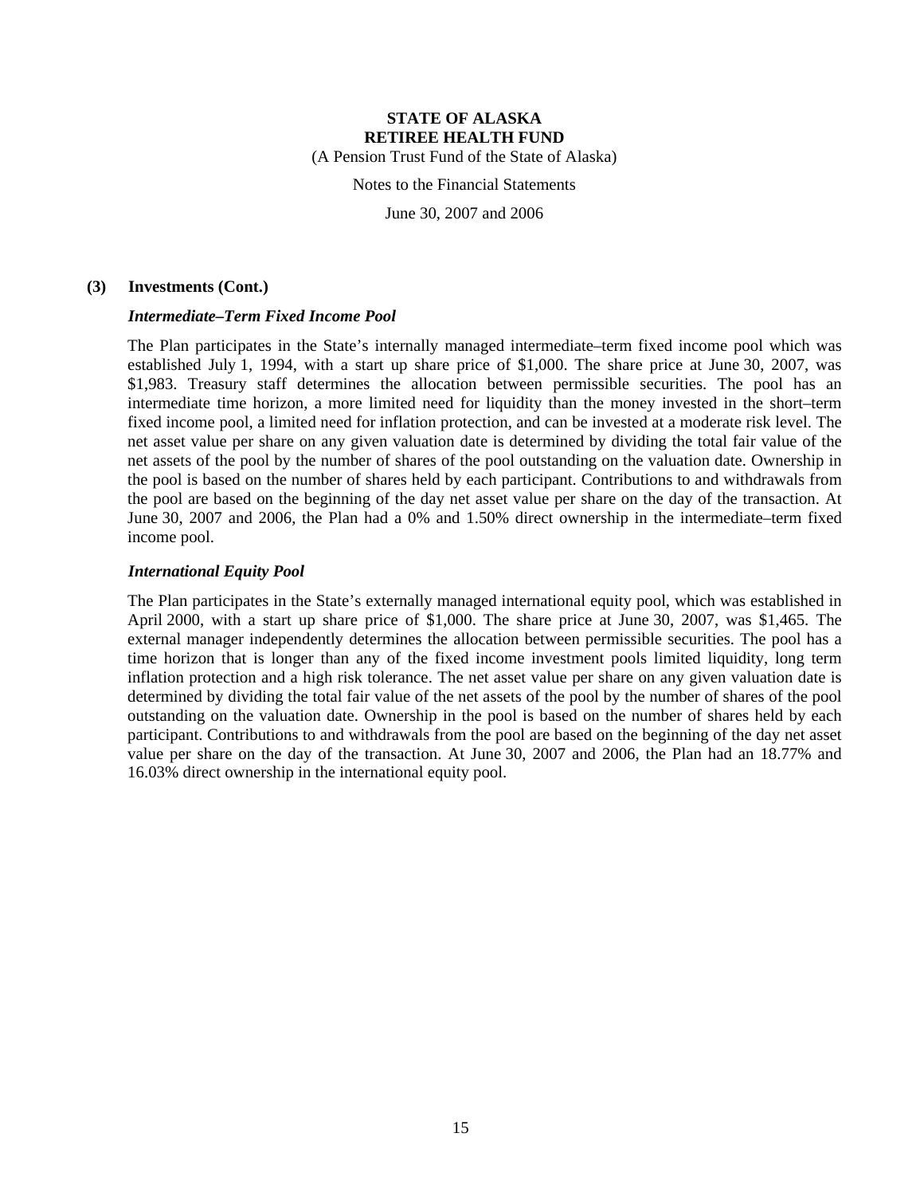## (3) Investments (Cont.)

### *Intermediate–Term Fixed Income Pool*

The Plan participates in the State's internally managed intermediate–term fixed income pool which was established July 1, 1994, with a start up share price of $1,000. The share price at June 30, 2007, was $1,983. Treasury staff determines the allocation between permissible securities. The pool has an intermediate time horizon, a more limited need for liquidity than the money invested in the short–term fixed income pool, a limited need for inflation protection, and can be invested at a moderate risk level. The net asset value per share on any given valuation date is determined by dividing the total fair value of the net assets of the pool by the number of shares of the pool outstanding on the valuation date. Ownership in the pool is based on the number of shares held by each participant. Contributions to and withdrawals from the pool are based on the beginning of the day net asset value per share on the day of the transaction. At June 30, 2007 and 2006, the Plan had a 0% and 1.50% direct ownership in the intermediate–term fixed income pool.

### *International Equity Pool*

The Plan participates in the State's externally managed international equity pool, which was established in April 2000, with a start up share price of $1,000. The share price at June 30, 2007, was $1,465. The external manager independently determines the allocation between permissible securities. The pool has a time horizon that is longer than any of the fixed income investment pools limited liquidity, long term inflation protection and a high risk tolerance. The net asset value per share on any given valuation date is determined by dividing the total fair value of the net assets of the pool by the number of shares of the pool outstanding on the valuation date. Ownership in the pool is based on the number of shares held by each participant. Contributions to and withdrawals from the pool are based on the beginning of the day net asset value per share on the day of the transaction. At June 30, 2007 and 2006, the Plan had an 18.77% and 16.03% direct ownership in the international equity pool.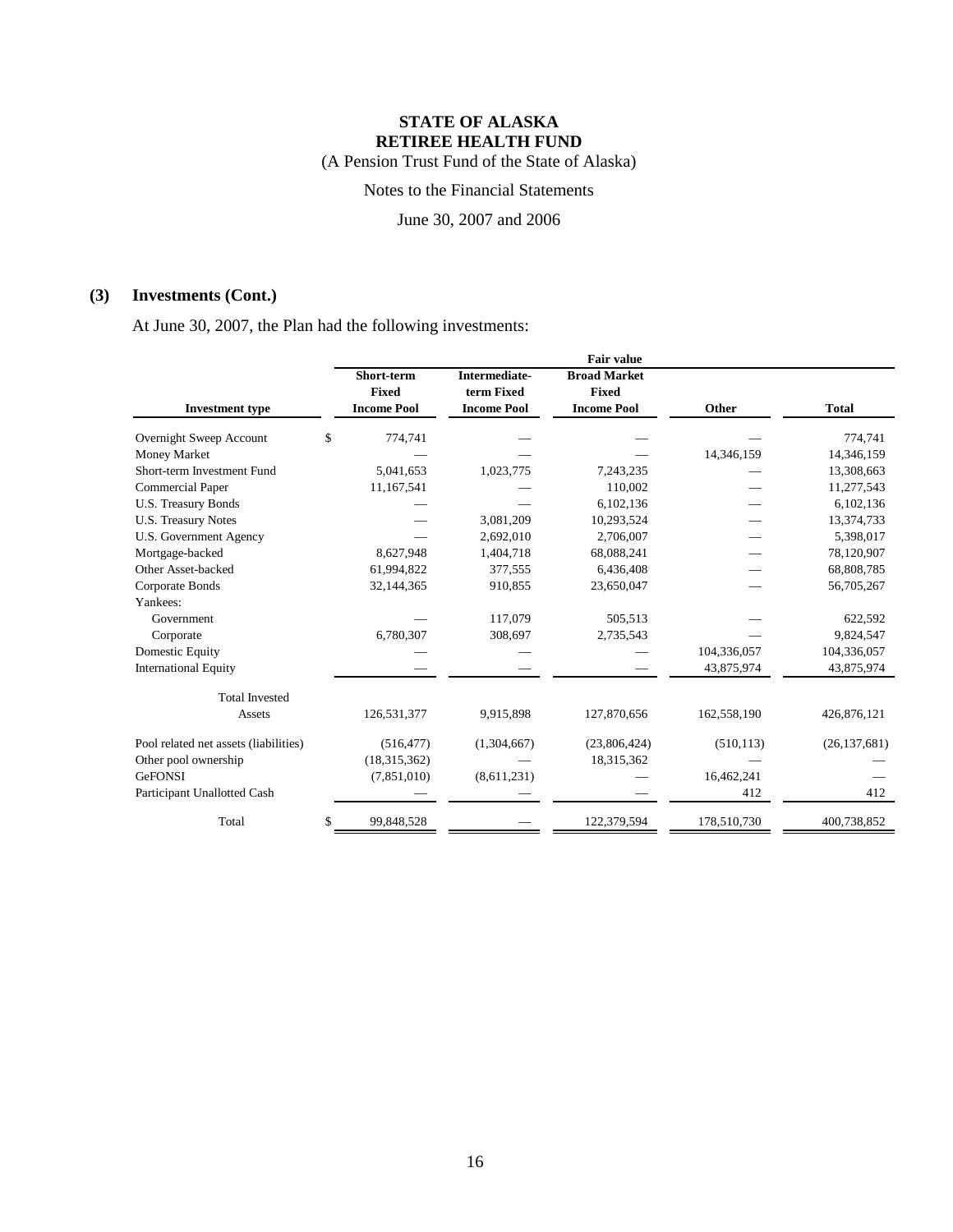# STATE OF ALASKA
# RETIREE HEALTH FUND

(A Pension Trust Fund of the State of Alaska)

Notes to the Financial Statements

June 30, 2007 and 2006

## (3) Investments (Cont.)

At June 30, 2007, the Plan had the following investments:

| | Fair value | | | | |
|---|---|---|---|---|---|
| **Investment type** | **Short-term Fixed Income Pool** | **Intermediate-term Fixed Income Pool** | **Broad Market Fixed Income Pool** | **Other** | **Total** |
| Overnight Sweep Account | $ 774,741 | — | — | — | 774,741 |
| Money Market | — | — | — | 14,346,159 | 14,346,159 |
| Short-term Investment Fund | 5,041,653 | 1,023,775 | 7,243,235 | — | 13,308,663 |
| Commercial Paper | 11,167,541 | — | 110,002 | — | 11,277,543 |
| U.S. Treasury Bonds | — | — | 6,102,136 | — | 6,102,136 |
| U.S. Treasury Notes | — | 3,081,209 | 10,293,524 | — | 13,374,733 |
| U.S. Government Agency | — | 2,692,010 | 2,706,007 | — | 5,398,017 |
| Mortgage-backed | 8,627,948 | 1,404,718 | 68,088,241 | — | 78,120,907 |
| Other Asset-backed | 61,994,822 | 377,555 | 6,436,408 | — | 68,808,785 |
| Corporate Bonds | 32,144,365 | 910,855 | 23,650,047 | — | 56,705,267 |
| Yankees: | | | | | |
| Government | — | 117,079 | 505,513 | — | 622,592 |
| Corporate | 6,780,307 | 308,697 | 2,735,543 | — | 9,824,547 |
| Domestic Equity | — | — | — | 104,336,057 | 104,336,057 |
| International Equity | — | — | — | 43,875,974 | 43,875,974 |
| Total Invested Assets | 126,531,377 | 9,915,898 | 127,870,656 | 162,558,190 | 426,876,121 |
| Pool related net assets (liabilities) | (516,477) | (1,304,667) | (23,806,424) | (510,113) | (26,137,681) |
| Other pool ownership | (18,315,362) | — | 18,315,362 | — | — |
| GeFONSI | (7,851,010) | (8,611,231) | — | 16,462,241 | — |
| Participant Unallotted Cash | — | — | — | 412 | 412 |
| Total | $ 99,848,528 | — | 122,379,594 | 178,510,730 | 400,738,852 |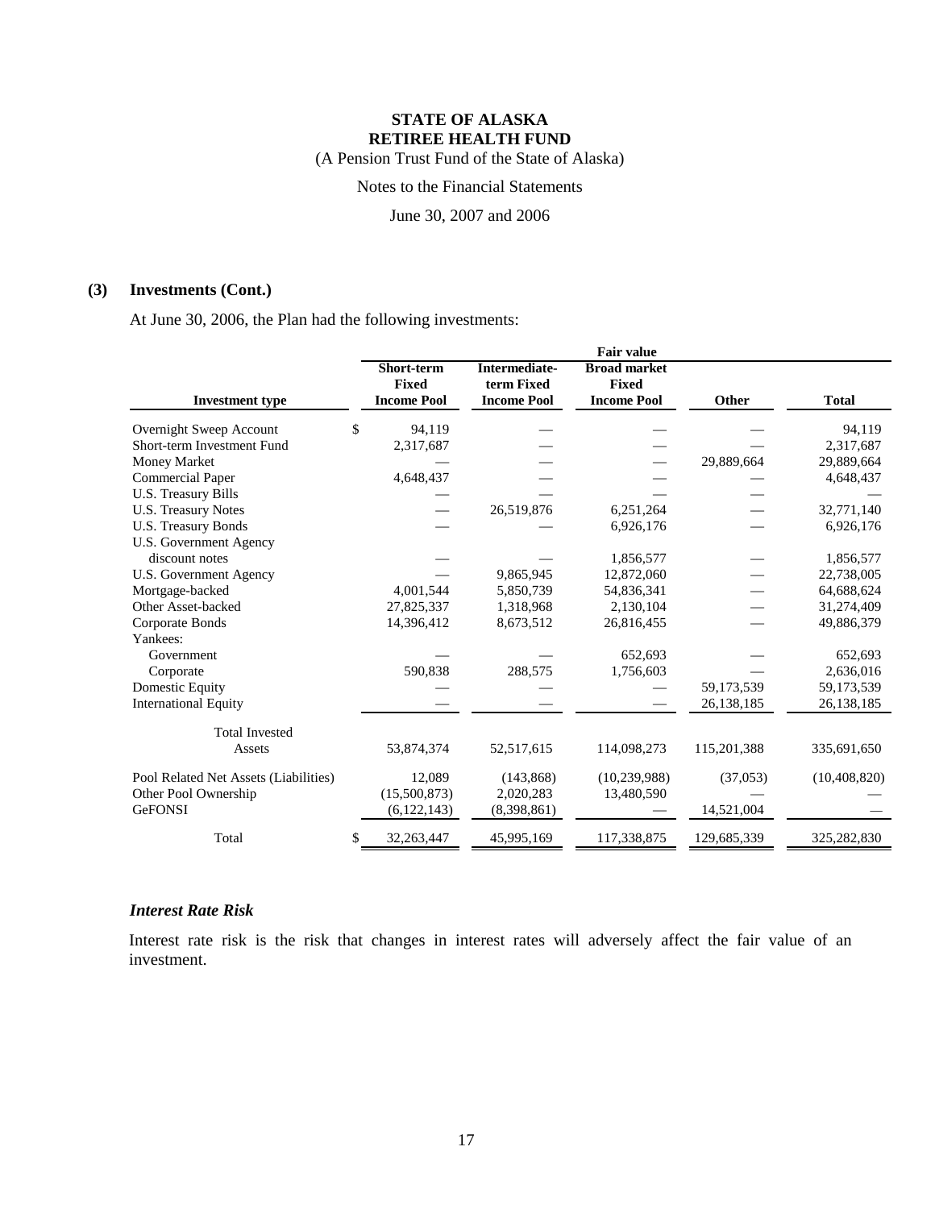**STATE OF ALASKA**
**RETIREE HEALTH FUND**
(A Pension Trust Fund of the State of Alaska)

Notes to the Financial Statements

June 30, 2007 and 2006

## (3) Investments (Cont.)

At June 30, 2006, the Plan had the following investments:

| | Fair value | | | | |
|---|---|---|---|---|---|
| **Investment type** | **Short-term Fixed Income Pool** | **Intermediate-term Fixed Income Pool** | **Broad market Fixed Income Pool** | **Other** | **Total** |
| Overnight Sweep Account | $ 94,119 | — | — | — | 94,119 |
| Short-term Investment Fund | 2,317,687 | — | — | — | 2,317,687 |
| Money Market | — | — | — | 29,889,664 | 29,889,664 |
| Commercial Paper | 4,648,437 | — | — | — | 4,648,437 |
| U.S. Treasury Bills | — | — | — | — | — |
| U.S. Treasury Notes | — | 26,519,876 | 6,251,264 | — | 32,771,140 |
| U.S. Treasury Bonds | — | — | 6,926,176 | — | 6,926,176 |
| U.S. Government Agency discount notes | — | — | 1,856,577 | — | 1,856,577 |
| U.S. Government Agency | — | 9,865,945 | 12,872,060 | — | 22,738,005 |
| Mortgage-backed | 4,001,544 | 5,850,739 | 54,836,341 | — | 64,688,624 |
| Other Asset-backed | 27,825,337 | 1,318,968 | 2,130,104 | — | 31,274,409 |
| Corporate Bonds | 14,396,412 | 8,673,512 | 26,816,455 | — | 49,886,379 |
| Yankees: | | | | | |
| Government | — | — | 652,693 | — | 652,693 |
| Corporate | 590,838 | 288,575 | 1,756,603 | — | 2,636,016 |
| Domestic Equity | — | — | — | 59,173,539 | 59,173,539 |
| International Equity | — | — | — | 26,138,185 | 26,138,185 |
| Total Invested Assets | 53,874,374 | 52,517,615 | 114,098,273 | 115,201,388 | 335,691,650 |
| Pool Related Net Assets (Liabilities) | 12,089 | (143,868) | (10,239,988) | (37,053) | (10,408,820) |
| Other Pool Ownership | (15,500,873) | 2,020,283 | 13,480,590 | — | — |
| GeFONSI | (6,122,143) | (8,398,861) | — | 14,521,004 | — |
| Total | $ 32,263,447 | 45,995,169 | 117,338,875 | 129,685,339 | 325,282,830 |

### *Interest Rate Risk*

Interest rate risk is the risk that changes in interest rates will adversely affect the fair value of an investment.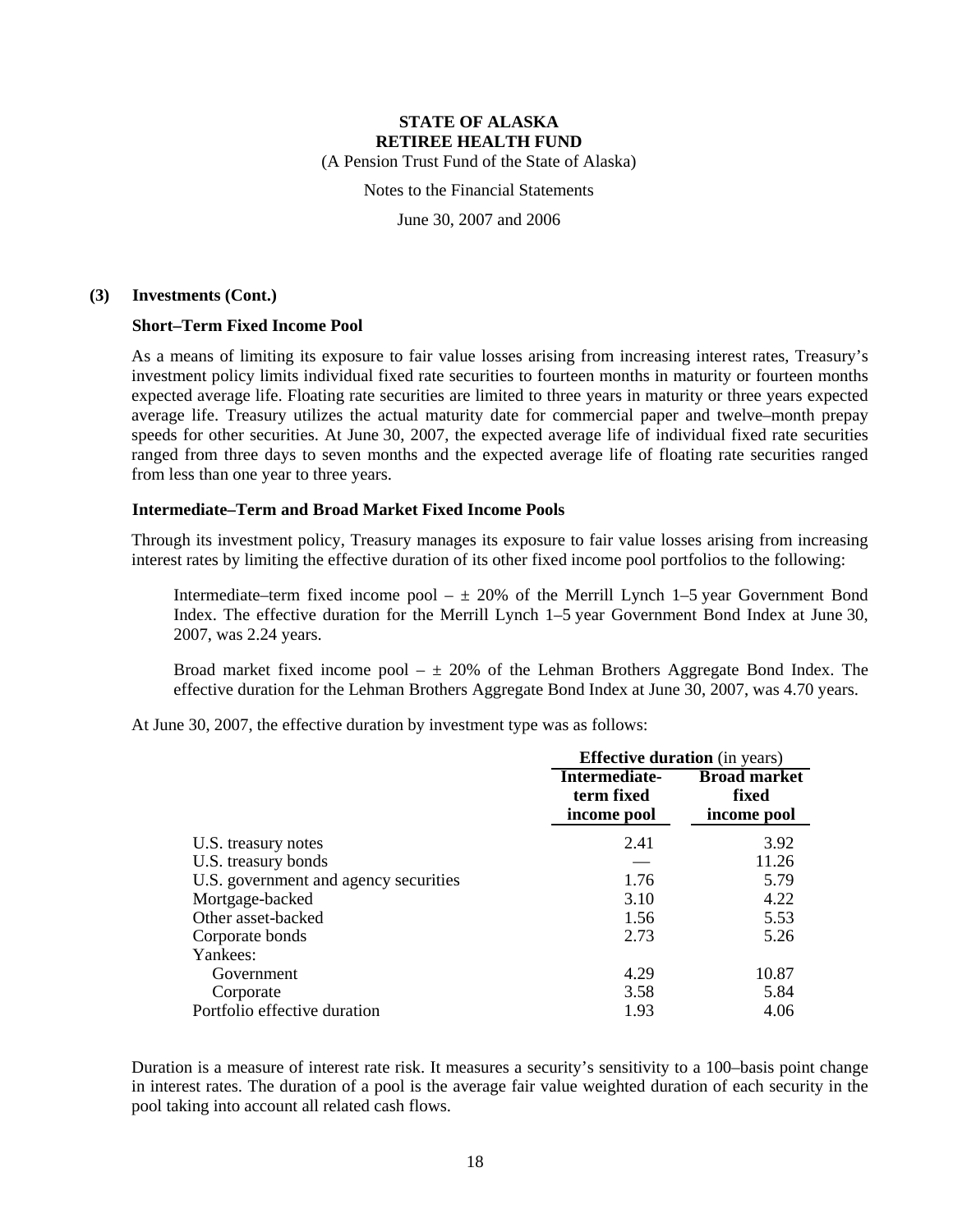**STATE OF ALASKA**
**RETIREE HEALTH FUND**
(A Pension Trust Fund of the State of Alaska)

Notes to the Financial Statements

June 30, 2007 and 2006

**(3) Investments (Cont.)**

**Short–Term Fixed Income Pool**

As a means of limiting its exposure to fair value losses arising from increasing interest rates, Treasury's investment policy limits individual fixed rate securities to fourteen months in maturity or fourteen months expected average life. Floating rate securities are limited to three years in maturity or three years expected average life. Treasury utilizes the actual maturity date for commercial paper and twelve–month prepay speeds for other securities. At June 30, 2007, the expected average life of individual fixed rate securities ranged from three days to seven months and the expected average life of floating rate securities ranged from less than one year to three years.

**Intermediate–Term and Broad Market Fixed Income Pools**

Through its investment policy, Treasury manages its exposure to fair value losses arising from increasing interest rates by limiting the effective duration of its other fixed income pool portfolios to the following:

Intermediate–term fixed income pool – ± 20% of the Merrill Lynch 1–5 year Government Bond Index. The effective duration for the Merrill Lynch 1–5 year Government Bond Index at June 30, 2007, was 2.24 years.

Broad market fixed income pool – ± 20% of the Lehman Brothers Aggregate Bond Index. The effective duration for the Lehman Brothers Aggregate Bond Index at June 30, 2007, was 4.70 years.

At June 30, 2007, the effective duration by investment type was as follows:

| | **Effective duration** (in years) | |
|---|---|---|
| | **Intermediate-term fixed income pool** | **Broad market fixed income pool** |
| U.S. treasury notes | 2.41 | 3.92 |
| U.S. treasury bonds | — | 11.26 |
| U.S. government and agency securities | 1.76 | 5.79 |
| Mortgage-backed | 3.10 | 4.22 |
| Other asset-backed | 1.56 | 5.53 |
| Corporate bonds | 2.73 | 5.26 |
| Yankees: | | |
| Government | 4.29 | 10.87 |
| Corporate | 3.58 | 5.84 |
| Portfolio effective duration | 1.93 | 4.06 |

Duration is a measure of interest rate risk. It measures a security's sensitivity to a 100–basis point change in interest rates. The duration of a pool is the average fair value weighted duration of each security in the pool taking into account all related cash flows.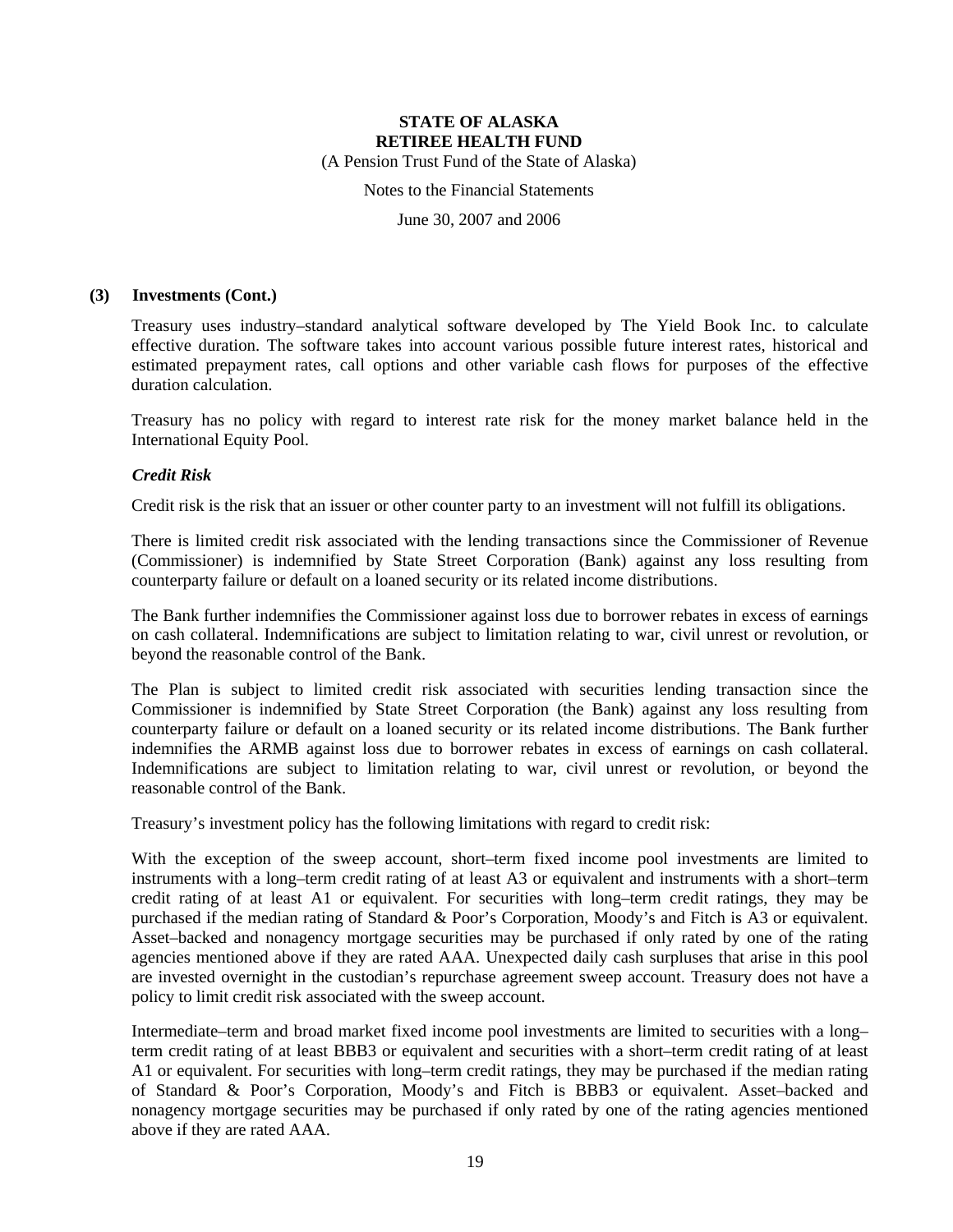## (3) Investments (Cont.)

Treasury uses industry–standard analytical software developed by The Yield Book Inc. to calculate effective duration. The software takes into account various possible future interest rates, historical and estimated prepayment rates, call options and other variable cash flows for purposes of the effective duration calculation.

Treasury has no policy with regard to interest rate risk for the money market balance held in the International Equity Pool.

### *Credit Risk*

Credit risk is the risk that an issuer or other counter party to an investment will not fulfill its obligations.

There is limited credit risk associated with the lending transactions since the Commissioner of Revenue (Commissioner) is indemnified by State Street Corporation (Bank) against any loss resulting from counterparty failure or default on a loaned security or its related income distributions.

The Bank further indemnifies the Commissioner against loss due to borrower rebates in excess of earnings on cash collateral. Indemnifications are subject to limitation relating to war, civil unrest or revolution, or beyond the reasonable control of the Bank.

The Plan is subject to limited credit risk associated with securities lending transaction since the Commissioner is indemnified by State Street Corporation (the Bank) against any loss resulting from counterparty failure or default on a loaned security or its related income distributions. The Bank further indemnifies the ARMB against loss due to borrower rebates in excess of earnings on cash collateral. Indemnifications are subject to limitation relating to war, civil unrest or revolution, or beyond the reasonable control of the Bank.

Treasury's investment policy has the following limitations with regard to credit risk:

With the exception of the sweep account, short–term fixed income pool investments are limited to instruments with a long–term credit rating of at least A3 or equivalent and instruments with a short–term credit rating of at least A1 or equivalent. For securities with long–term credit ratings, they may be purchased if the median rating of Standard & Poor's Corporation, Moody's and Fitch is A3 or equivalent. Asset–backed and nonagency mortgage securities may be purchased if only rated by one of the rating agencies mentioned above if they are rated AAA. Unexpected daily cash surpluses that arise in this pool are invested overnight in the custodian's repurchase agreement sweep account. Treasury does not have a policy to limit credit risk associated with the sweep account.

Intermediate–term and broad market fixed income pool investments are limited to securities with a long–term credit rating of at least BBB3 or equivalent and securities with a short–term credit rating of at least A1 or equivalent. For securities with long–term credit ratings, they may be purchased if the median rating of Standard & Poor's Corporation, Moody's and Fitch is BBB3 or equivalent. Asset–backed and nonagency mortgage securities may be purchased if only rated by one of the rating agencies mentioned above if they are rated AAA.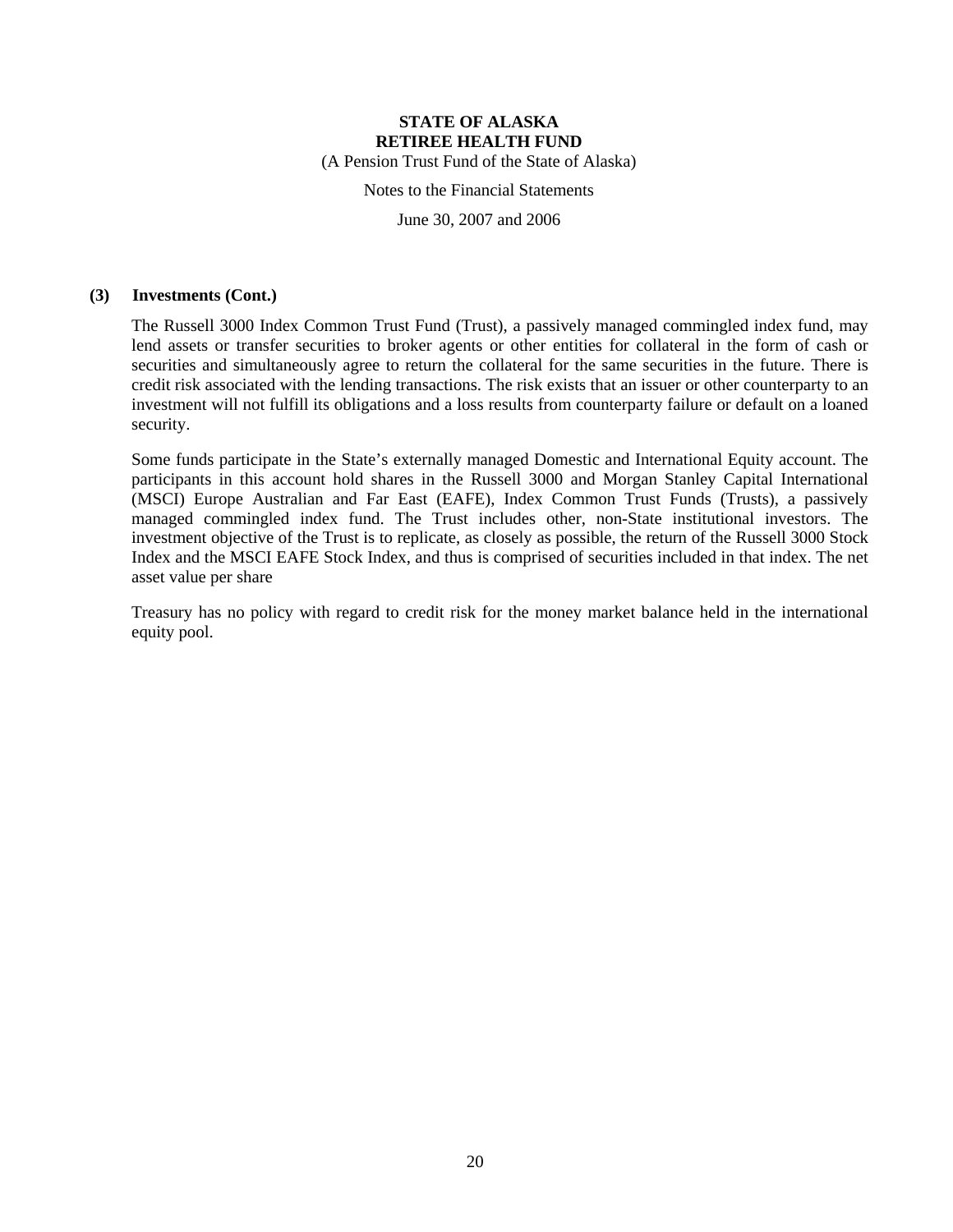### (3) Investments (Cont.)

The Russell 3000 Index Common Trust Fund (Trust), a passively managed commingled index fund, may lend assets or transfer securities to broker agents or other entities for collateral in the form of cash or securities and simultaneously agree to return the collateral for the same securities in the future. There is credit risk associated with the lending transactions. The risk exists that an issuer or other counterparty to an investment will not fulfill its obligations and a loss results from counterparty failure or default on a loaned security.

Some funds participate in the State's externally managed Domestic and International Equity account. The participants in this account hold shares in the Russell 3000 and Morgan Stanley Capital International (MSCI) Europe Australian and Far East (EAFE), Index Common Trust Funds (Trusts), a passively managed commingled index fund. The Trust includes other, non-State institutional investors. The investment objective of the Trust is to replicate, as closely as possible, the return of the Russell 3000 Stock Index and the MSCI EAFE Stock Index, and thus is comprised of securities included in that index. The net asset value per share

Treasury has no policy with regard to credit risk for the money market balance held in the international equity pool.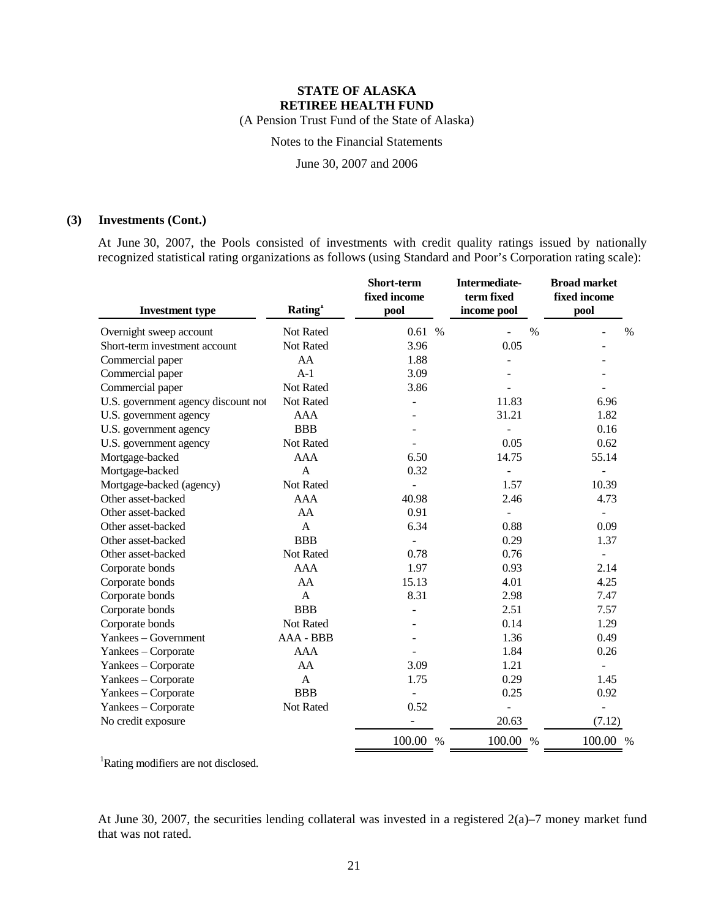**STATE OF ALASKA**
**RETIREE HEALTH FUND**
(A Pension Trust Fund of the State of Alaska)

Notes to the Financial Statements

June 30, 2007 and 2006

**(3) Investments (Cont.)**

At June 30, 2007, the Pools consisted of investments with credit quality ratings issued by nationally recognized statistical rating organizations as follows (using Standard and Poor's Corporation rating scale):

| Investment type | Rating[1] | Short-term fixed income pool | Intermediate-term fixed income pool | Broad market fixed income pool |
|---|---|---|---|---|
| Overnight sweep account | Not Rated | 0.61 % | - % | - % |
| Short-term investment account | Not Rated | 3.96 | 0.05 | - |
| Commercial paper | AA | 1.88 | - | - |
| Commercial paper | A-1 | 3.09 | - | - |
| Commercial paper | Not Rated | 3.86 | - | - |
| U.S. government agency discount not | Not Rated | - | 11.83 | 6.96 |
| U.S. government agency | AAA | - | 31.21 | 1.82 |
| U.S. government agency | BBB | - | - | 0.16 |
| U.S. government agency | Not Rated | - | 0.05 | 0.62 |
| Mortgage-backed | AAA | 6.50 | 14.75 | 55.14 |
| Mortgage-backed | A | 0.32 | - | - |
| Mortgage-backed (agency) | Not Rated | - | 1.57 | 10.39 |
| Other asset-backed | AAA | 40.98 | 2.46 | 4.73 |
| Other asset-backed | AA | 0.91 | - | - |
| Other asset-backed | A | 6.34 | 0.88 | 0.09 |
| Other asset-backed | BBB | - | 0.29 | 1.37 |
| Other asset-backed | Not Rated | 0.78 | 0.76 | - |
| Corporate bonds | AAA | 1.97 | 0.93 | 2.14 |
| Corporate bonds | AA | 15.13 | 4.01 | 4.25 |
| Corporate bonds | A | 8.31 | 2.98 | 7.47 |
| Corporate bonds | BBB | - | 2.51 | 7.57 |
| Corporate bonds | Not Rated | - | 0.14 | 1.29 |
| Yankees – Government | AAA - BBB | - | 1.36 | 0.49 |
| Yankees – Corporate | AAA | - | 1.84 | 0.26 |
| Yankees – Corporate | AA | 3.09 | 1.21 | - |
| Yankees – Corporate | A | 1.75 | 0.29 | 1.45 |
| Yankees – Corporate | BBB | - | 0.25 | 0.92 |
| Yankees – Corporate | Not Rated | 0.52 | - | - |
| No credit exposure | | - | 20.63 | (7.12) |
| | | 100.00 % | 100.00 % | 100.00 % |

[1]Rating modifiers are not disclosed.

At June 30, 2007, the securities lending collateral was invested in a registered 2(a)–7 money market fund that was not rated.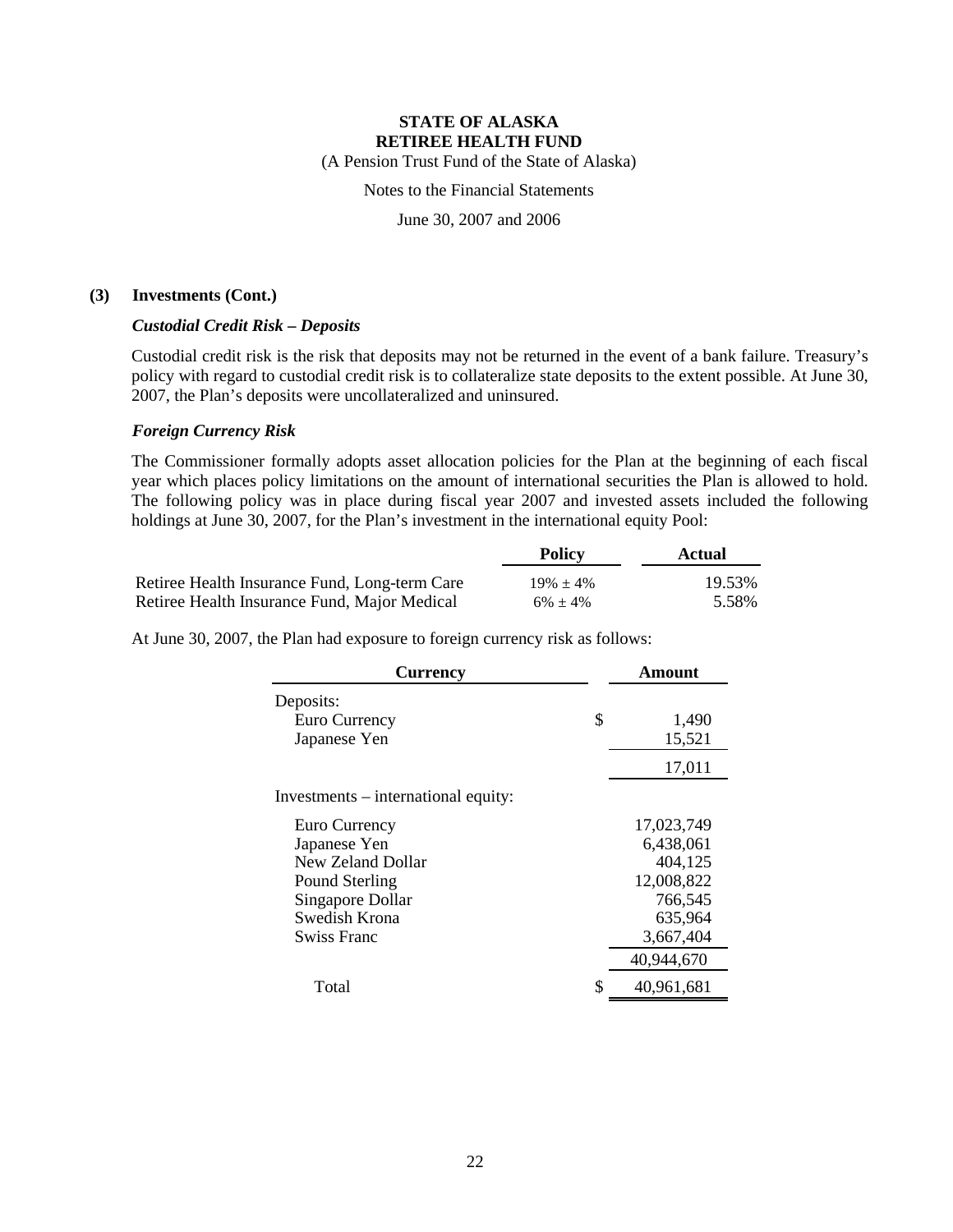# STATE OF ALASKA
# RETIREE HEALTH FUND

(A Pension Trust Fund of the State of Alaska)

Notes to the Financial Statements

June 30, 2007 and 2006

## (3) Investments (Cont.)

### *Custodial Credit Risk – Deposits*

Custodial credit risk is the risk that deposits may not be returned in the event of a bank failure. Treasury's policy with regard to custodial credit risk is to collateralize state deposits to the extent possible. At June 30, 2007, the Plan's deposits were uncollateralized and uninsured.

### *Foreign Currency Risk*

The Commissioner formally adopts asset allocation policies for the Plan at the beginning of each fiscal year which places policy limitations on the amount of international securities the Plan is allowed to hold. The following policy was in place during fiscal year 2007 and invested assets included the following holdings at June 30, 2007, for the Plan's investment in the international equity Pool:

| | Policy | Actual |
|---|---|---|
| Retiree Health Insurance Fund, Long-term Care | 19% ± 4% | 19.53% |
| Retiree Health Insurance Fund, Major Medical | 6% ± 4% | 5.58% |

At June 30, 2007, the Plan had exposure to foreign currency risk as follows:

| Currency | Amount |
|---|---|
| Deposits: | |
| Euro Currency | $ 1,490 |
| Japanese Yen | 15,521 |
| | 17,011 |
| Investments – international equity: | |
| Euro Currency | 17,023,749 |
| Japanese Yen | 6,438,061 |
| New Zeland Dollar | 404,125 |
| Pound Sterling | 12,008,822 |
| Singapore Dollar | 766,545 |
| Swedish Krona | 635,964 |
| Swiss Franc | 3,667,404 |
| | 40,944,670 |
| Total | $ 40,961,681 |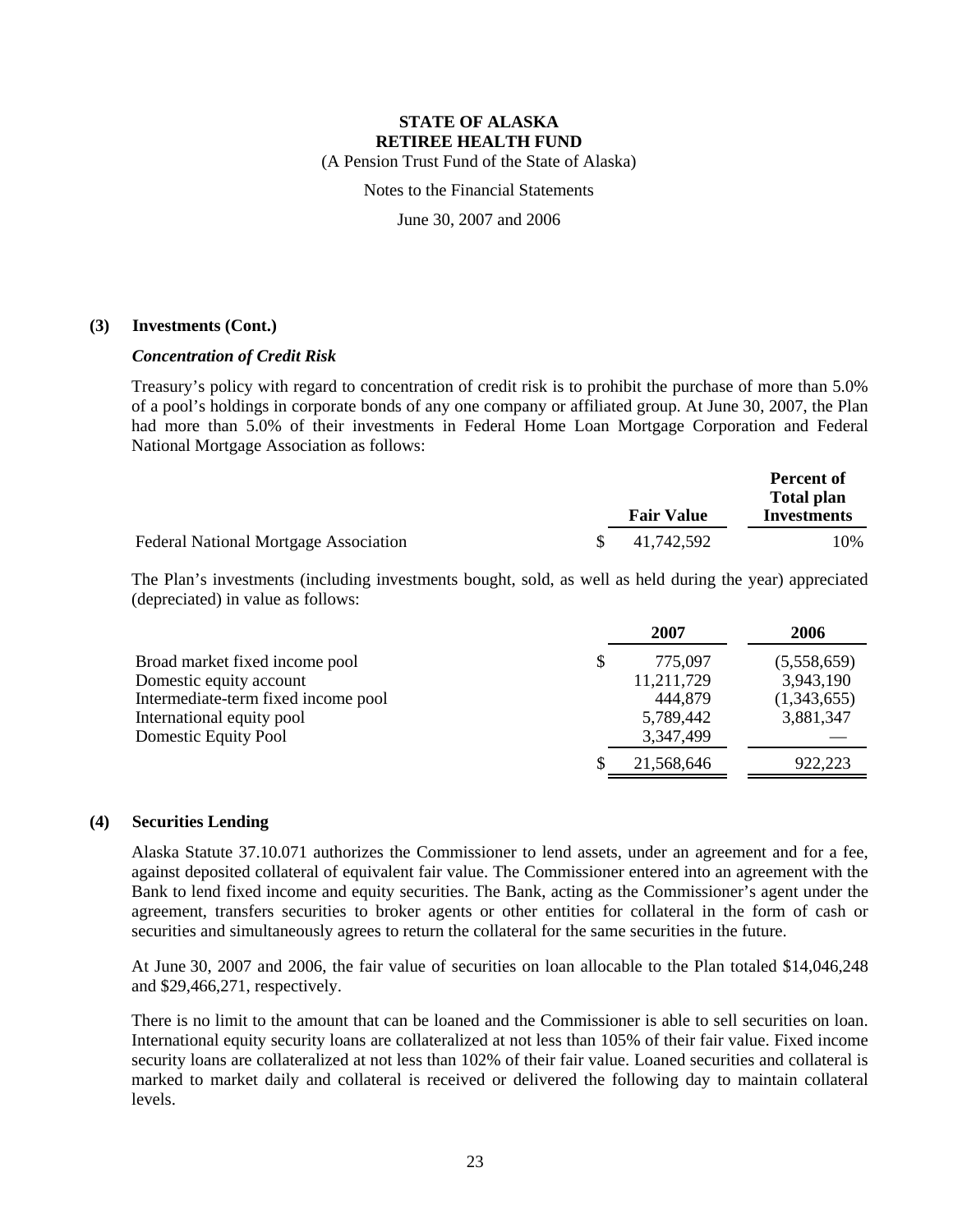### (3) Investments (Cont.)

#### *Concentration of Credit Risk*

Treasury's policy with regard to concentration of credit risk is to prohibit the purchase of more than 5.0% of a pool's holdings in corporate bonds of any one company or affiliated group. At June 30, 2007, the Plan had more than 5.0% of their investments in Federal Home Loan Mortgage Corporation and Federal National Mortgage Association as follows:

| | Fair Value | Percent of Total plan Investments |
|---|---|---|
| Federal National Mortgage Association | $ 41,742,592 | 10% |

The Plan's investments (including investments bought, sold, as well as held during the year) appreciated (depreciated) in value as follows:

| | 2007 | 2006 |
|---|---|---|
| Broad market fixed income pool | $ 775,097 | (5,558,659) |
| Domestic equity account | 11,211,729 | 3,943,190 |
| Intermediate-term fixed income pool | 444,879 | (1,343,655) |
| International equity pool | 5,789,442 | 3,881,347 |
| Domestic Equity Pool | 3,347,499 | — |
| | $ 21,568,646 | 922,223 |

### (4) Securities Lending

Alaska Statute 37.10.071 authorizes the Commissioner to lend assets, under an agreement and for a fee, against deposited collateral of equivalent fair value. The Commissioner entered into an agreement with the Bank to lend fixed income and equity securities. The Bank, acting as the Commissioner's agent under the agreement, transfers securities to broker agents or other entities for collateral in the form of cash or securities and simultaneously agrees to return the collateral for the same securities in the future.

At June 30, 2007 and 2006, the fair value of securities on loan allocable to the Plan totaled $14,046,248 and $29,466,271, respectively.

There is no limit to the amount that can be loaned and the Commissioner is able to sell securities on loan. International equity security loans are collateralized at not less than 105% of their fair value. Fixed income security loans are collateralized at not less than 102% of their fair value. Loaned securities and collateral is marked to market daily and collateral is received or delivered the following day to maintain collateral levels.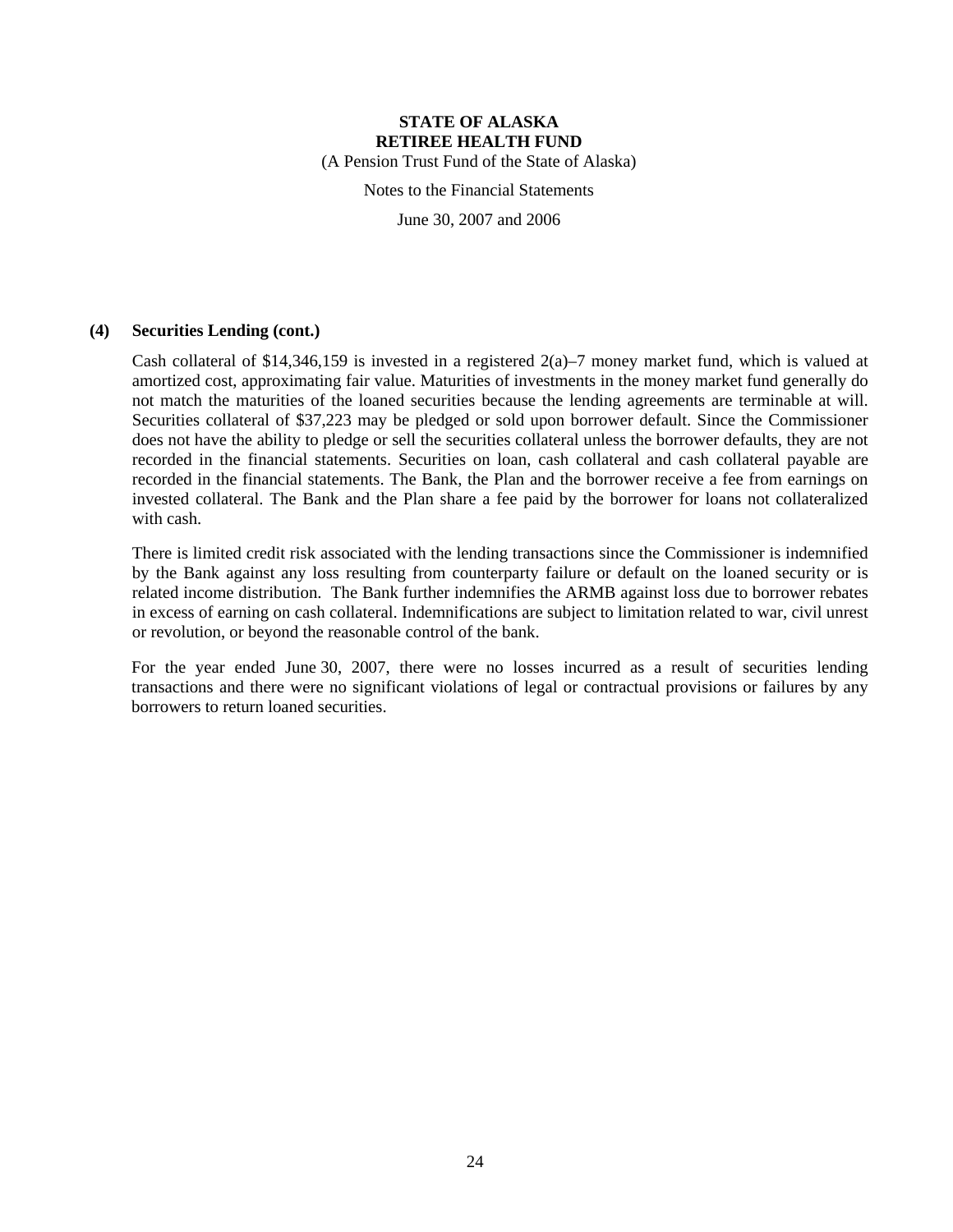### (4) Securities Lending (cont.)

Cash collateral of $14,346,159 is invested in a registered 2(a)–7 money market fund, which is valued at amortized cost, approximating fair value. Maturities of investments in the money market fund generally do not match the maturities of the loaned securities because the lending agreements are terminable at will. Securities collateral of $37,223 may be pledged or sold upon borrower default. Since the Commissioner does not have the ability to pledge or sell the securities collateral unless the borrower defaults, they are not recorded in the financial statements. Securities on loan, cash collateral and cash collateral payable are recorded in the financial statements. The Bank, the Plan and the borrower receive a fee from earnings on invested collateral. The Bank and the Plan share a fee paid by the borrower for loans not collateralized with cash.

There is limited credit risk associated with the lending transactions since the Commissioner is indemnified by the Bank against any loss resulting from counterparty failure or default on the loaned security or is related income distribution. The Bank further indemnifies the ARMB against loss due to borrower rebates in excess of earning on cash collateral. Indemnifications are subject to limitation related to war, civil unrest or revolution, or beyond the reasonable control of the bank.

For the year ended June 30, 2007, there were no losses incurred as a result of securities lending transactions and there were no significant violations of legal or contractual provisions or failures by any borrowers to return loaned securities.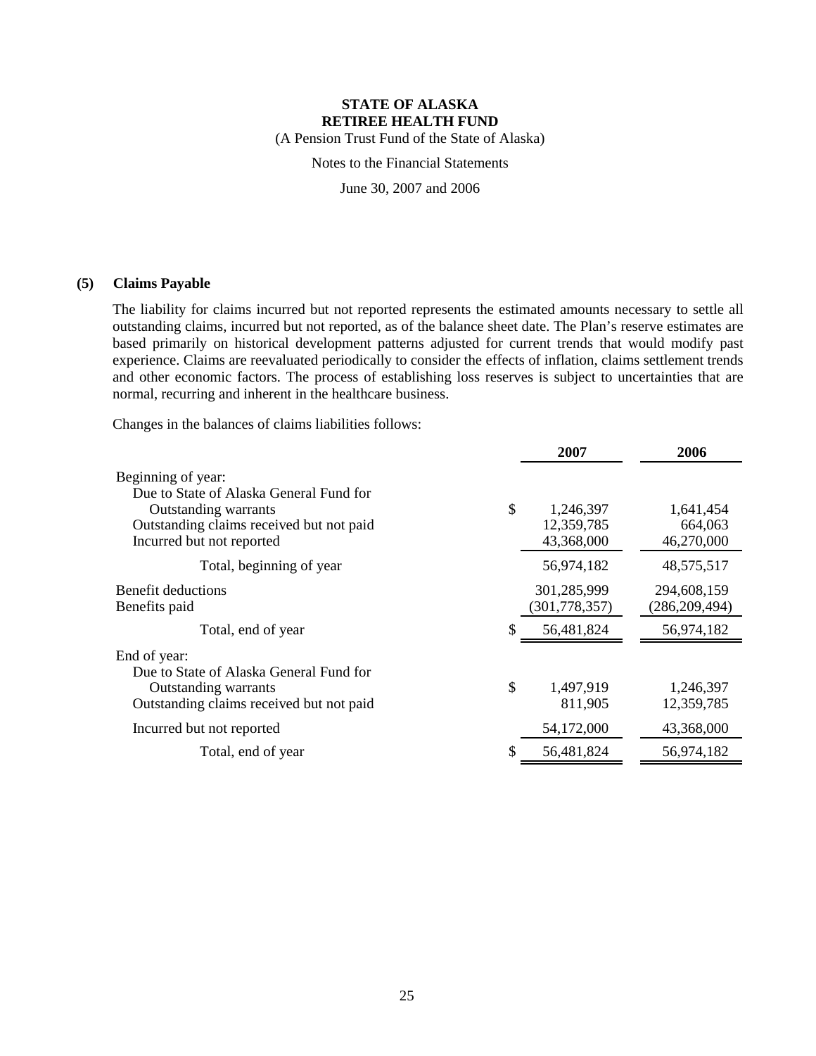# STATE OF ALASKA
## RETIREE HEALTH FUND

(A Pension Trust Fund of the State of Alaska)

Notes to the Financial Statements

June 30, 2007 and 2006

### (5) Claims Payable

The liability for claims incurred but not reported represents the estimated amounts necessary to settle all outstanding claims, incurred but not reported, as of the balance sheet date. The Plan's reserve estimates are based primarily on historical development patterns adjusted for current trends that would modify past experience. Claims are reevaluated periodically to consider the effects of inflation, claims settlement trends and other economic factors. The process of establishing loss reserves is subject to uncertainties that are normal, recurring and inherent in the healthcare business.

Changes in the balances of claims liabilities follows:

| | 2007 | 2006 |
|---|---|---|
| Beginning of year: | | |
| Due to State of Alaska General Fund for | | |
| Outstanding warrants | $ 1,246,397 | 1,641,454 |
| Outstanding claims received but not paid | 12,359,785 | 664,063 |
| Incurred but not reported | 43,368,000 | 46,270,000 |
| Total, beginning of year | 56,974,182 | 48,575,517 |
| Benefit deductions | 301,285,999 | 294,608,159 |
| Benefits paid | (301,778,357) | (286,209,494) |
| Total, end of year | $ 56,481,824 | 56,974,182 |
| End of year: | | |
| Due to State of Alaska General Fund for | | |
| Outstanding warrants | $ 1,497,919 | 1,246,397 |
| Outstanding claims received but not paid | 811,905 | 12,359,785 |
| Incurred but not reported | 54,172,000 | 43,368,000 |
| Total, end of year | $ 56,481,824 | 56,974,182 |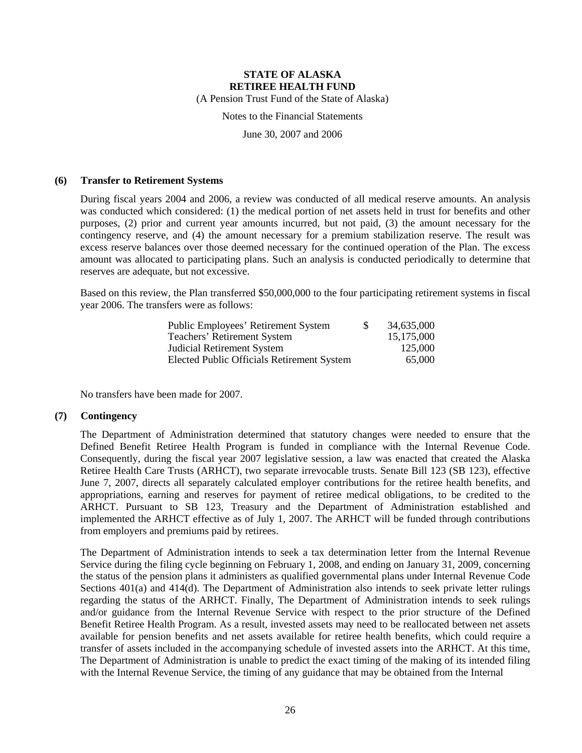# STATE OF ALASKA
# RETIREE HEALTH FUND

(A Pension Trust Fund of the State of Alaska)

Notes to the Financial Statements

June 30, 2007 and 2006

## (6) Transfer to Retirement Systems

During fiscal years 2004 and 2006, a review was conducted of all medical reserve amounts. An analysis was conducted which considered: (1) the medical portion of net assets held in trust for benefits and other purposes, (2) prior and current year amounts incurred, but not paid, (3) the amount necessary for the contingency reserve, and (4) the amount necessary for a premium stabilization reserve. The result was excess reserve balances over those deemed necessary for the continued operation of the Plan. The excess amount was allocated to participating plans. Such an analysis is conducted periodically to determine that reserves are adequate, but not excessive.

Based on this review, the Plan transferred $50,000,000 to the four participating retirement systems in fiscal year 2006. The transfers were as follows:

| | | |
|---|---|---|
| Public Employees' Retirement System | $ | 34,635,000 |
| Teachers' Retirement System | | 15,175,000 |
| Judicial Retirement System | | 125,000 |
| Elected Public Officials Retirement System | | 65,000 |

No transfers have been made for 2007.

## (7) Contingency

The Department of Administration determined that statutory changes were needed to ensure that the Defined Benefit Retiree Health Program is funded in compliance with the Internal Revenue Code. Consequently, during the fiscal year 2007 legislative session, a law was enacted that created the Alaska Retiree Health Care Trusts (ARHCT), two separate irrevocable trusts. Senate Bill 123 (SB 123), effective June 7, 2007, directs all separately calculated employer contributions for the retiree health benefits, and appropriations, earning and reserves for payment of retiree medical obligations, to be credited to the ARHCT. Pursuant to SB 123, Treasury and the Department of Administration established and implemented the ARHCT effective as of July 1, 2007. The ARHCT will be funded through contributions from employers and premiums paid by retirees.

The Department of Administration intends to seek a tax determination letter from the Internal Revenue Service during the filing cycle beginning on February 1, 2008, and ending on January 31, 2009, concerning the status of the pension plans it administers as qualified governmental plans under Internal Revenue Code Sections 401(a) and 414(d). The Department of Administration also intends to seek private letter rulings regarding the status of the ARHCT. Finally, The Department of Administration intends to seek rulings and/or guidance from the Internal Revenue Service with respect to the prior structure of the Defined Benefit Retiree Health Program. As a result, invested assets may need to be reallocated between net assets available for pension benefits and net assets available for retiree health benefits, which could require a transfer of assets included in the accompanying schedule of invested assets into the ARHCT. At this time, The Department of Administration is unable to predict the exact timing of the making of its intended filing with the Internal Revenue Service, the timing of any guidance that may be obtained from the Internal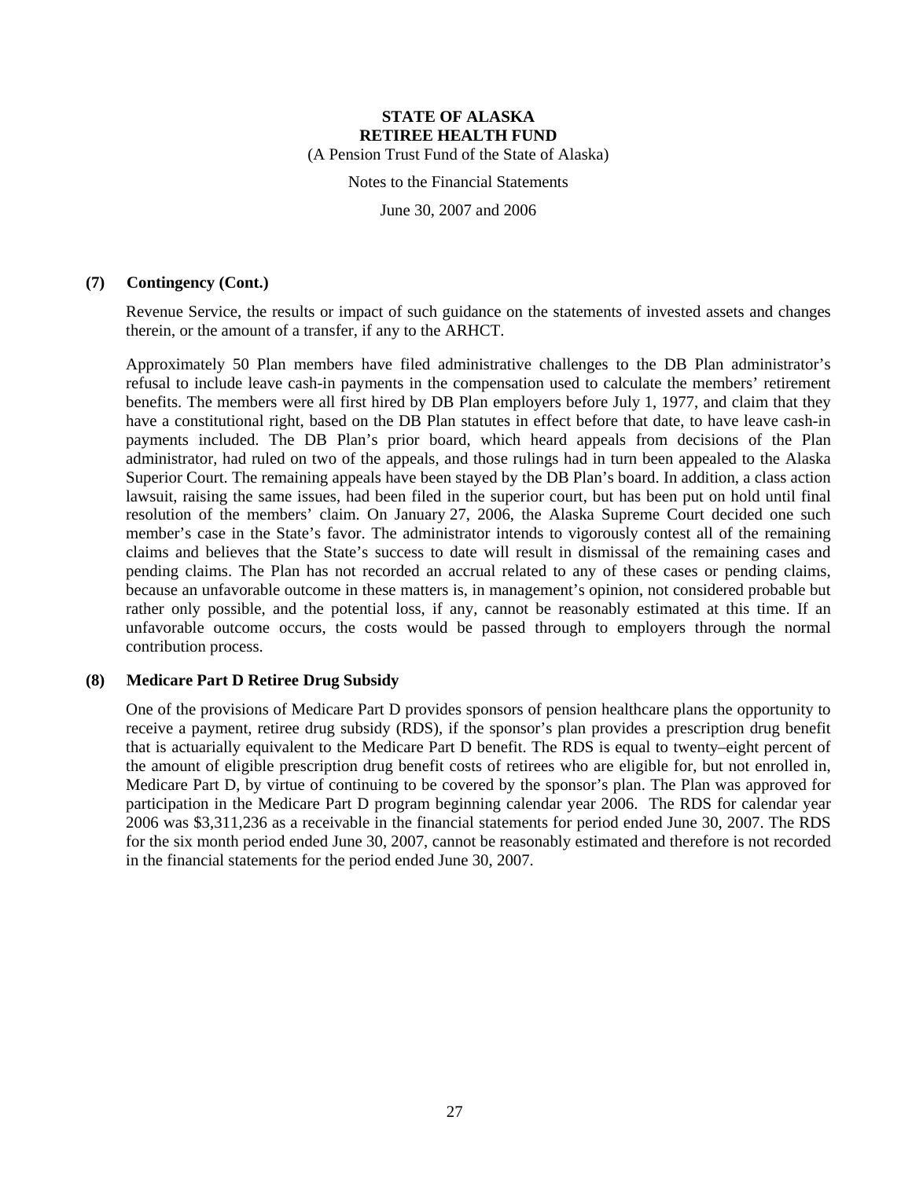### (7) Contingency (Cont.)

Revenue Service, the results or impact of such guidance on the statements of invested assets and changes therein, or the amount of a transfer, if any to the ARHCT.

Approximately 50 Plan members have filed administrative challenges to the DB Plan administrator's refusal to include leave cash-in payments in the compensation used to calculate the members' retirement benefits. The members were all first hired by DB Plan employers before July 1, 1977, and claim that they have a constitutional right, based on the DB Plan statutes in effect before that date, to have leave cash-in payments included. The DB Plan's prior board, which heard appeals from decisions of the Plan administrator, had ruled on two of the appeals, and those rulings had in turn been appealed to the Alaska Superior Court. The remaining appeals have been stayed by the DB Plan's board. In addition, a class action lawsuit, raising the same issues, had been filed in the superior court, but has been put on hold until final resolution of the members' claim. On January 27, 2006, the Alaska Supreme Court decided one such member's case in the State's favor. The administrator intends to vigorously contest all of the remaining claims and believes that the State's success to date will result in dismissal of the remaining cases and pending claims. The Plan has not recorded an accrual related to any of these cases or pending claims, because an unfavorable outcome in these matters is, in management's opinion, not considered probable but rather only possible, and the potential loss, if any, cannot be reasonably estimated at this time. If an unfavorable outcome occurs, the costs would be passed through to employers through the normal contribution process.

### (8) Medicare Part D Retiree Drug Subsidy

One of the provisions of Medicare Part D provides sponsors of pension healthcare plans the opportunity to receive a payment, retiree drug subsidy (RDS), if the sponsor's plan provides a prescription drug benefit that is actuarially equivalent to the Medicare Part D benefit. The RDS is equal to twenty–eight percent of the amount of eligible prescription drug benefit costs of retirees who are eligible for, but not enrolled in, Medicare Part D, by virtue of continuing to be covered by the sponsor's plan. The Plan was approved for participation in the Medicare Part D program beginning calendar year 2006. The RDS for calendar year 2006 was $3,311,236 as a receivable in the financial statements for period ended June 30, 2007. The RDS for the six month period ended June 30, 2007, cannot be reasonably estimated and therefore is not recorded in the financial statements for the period ended June 30, 2007.